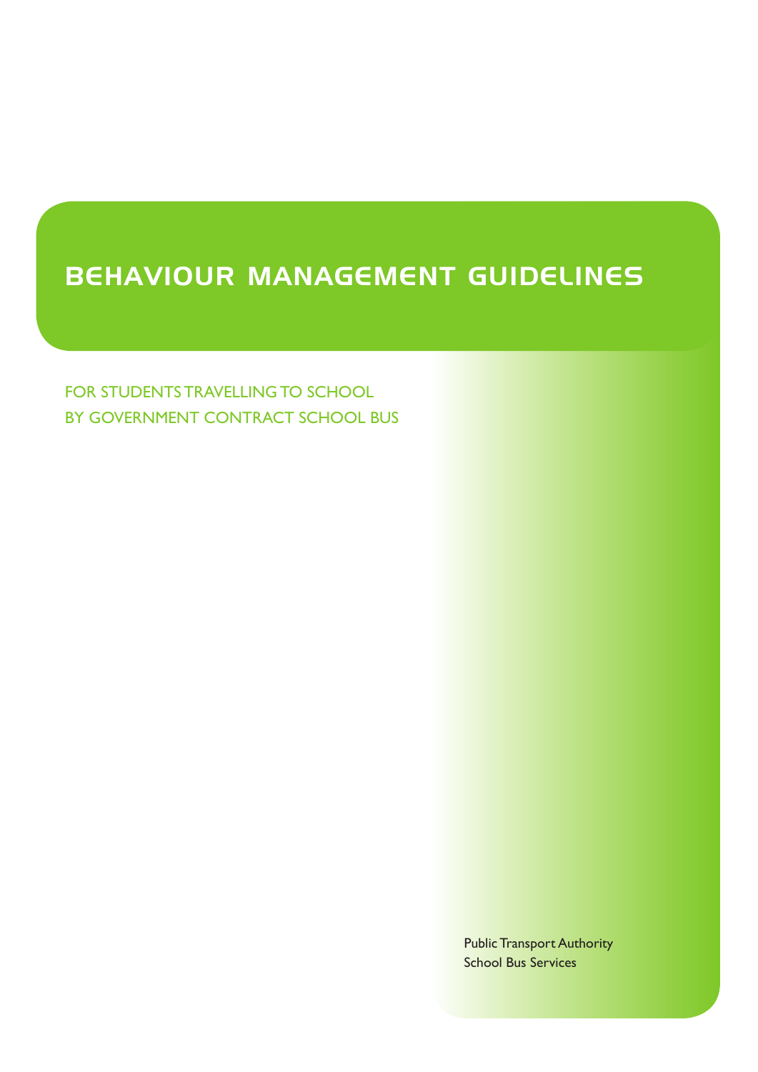# BEHAVIOUR MANAGEMENT GUIDELINES

FOR STUDENTS TRAVELLING TO SCHOOL
BY GOVERNMENT CONTRACT SCHOOL BUS

Public Transport Authority
School Bus Services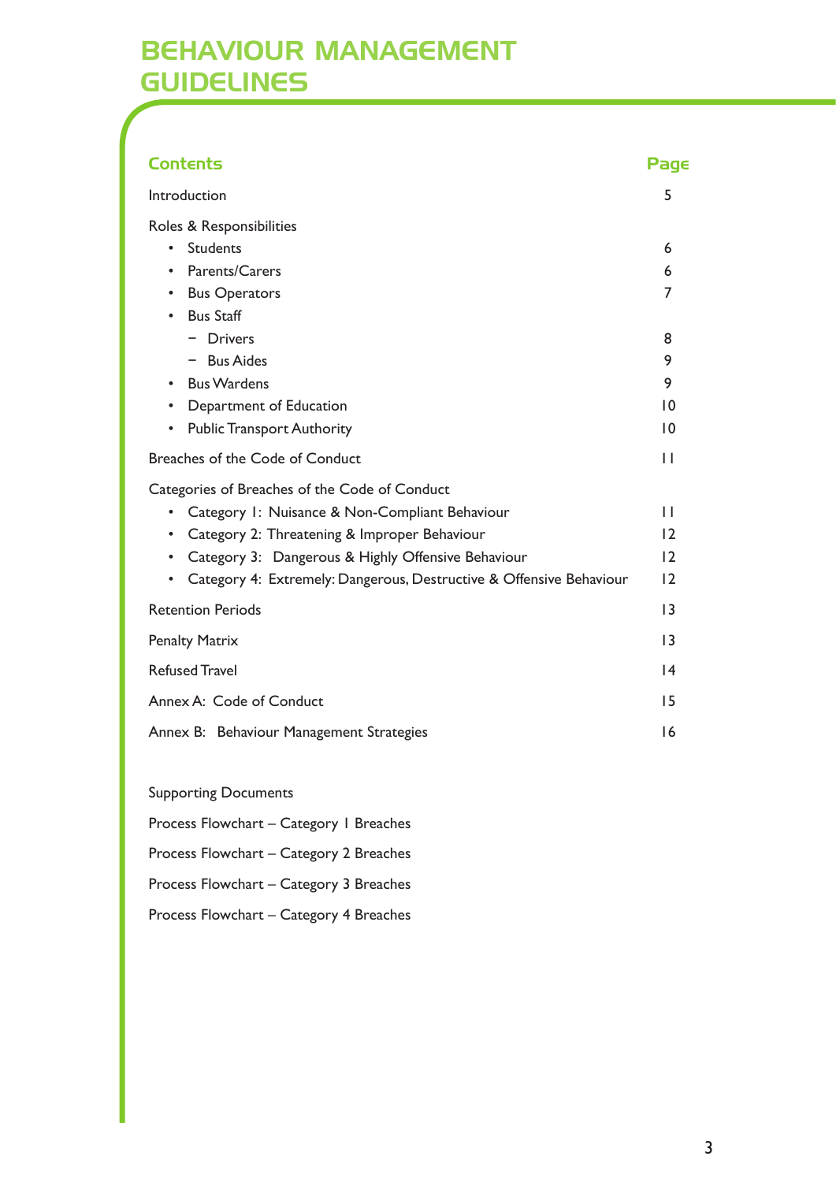# BEHAVIOUR MANAGEMENT GUIDELINES

| Contents | Page |
|---|---|
| Introduction | 5 |
| Roles & Responsibilities | |
| • Students | 6 |
| • Parents/Carers | 6 |
| • Bus Operators | 7 |
| • Bus Staff | |
| − Drivers | 8 |
| − Bus Aides | 9 |
| • Bus Wardens | 9 |
| • Department of Education | 10 |
| • Public Transport Authority | 10 |
| Breaches of the Code of Conduct | 11 |
| Categories of Breaches of the Code of Conduct | |
| • Category 1: Nuisance & Non-Compliant Behaviour | 11 |
| • Category 2: Threatening & Improper Behaviour | 12 |
| • Category 3: Dangerous & Highly Offensive Behaviour | 12 |
| • Category 4: Extremely: Dangerous, Destructive & Offensive Behaviour | 12 |
| Retention Periods | 13 |
| Penalty Matrix | 13 |
| Refused Travel | 14 |
| Annex A: Code of Conduct | 15 |
| Annex B: Behaviour Management Strategies | 16 |

Supporting Documents

Process Flowchart – Category 1 Breaches

Process Flowchart – Category 2 Breaches

Process Flowchart – Category 3 Breaches

Process Flowchart – Category 4 Breaches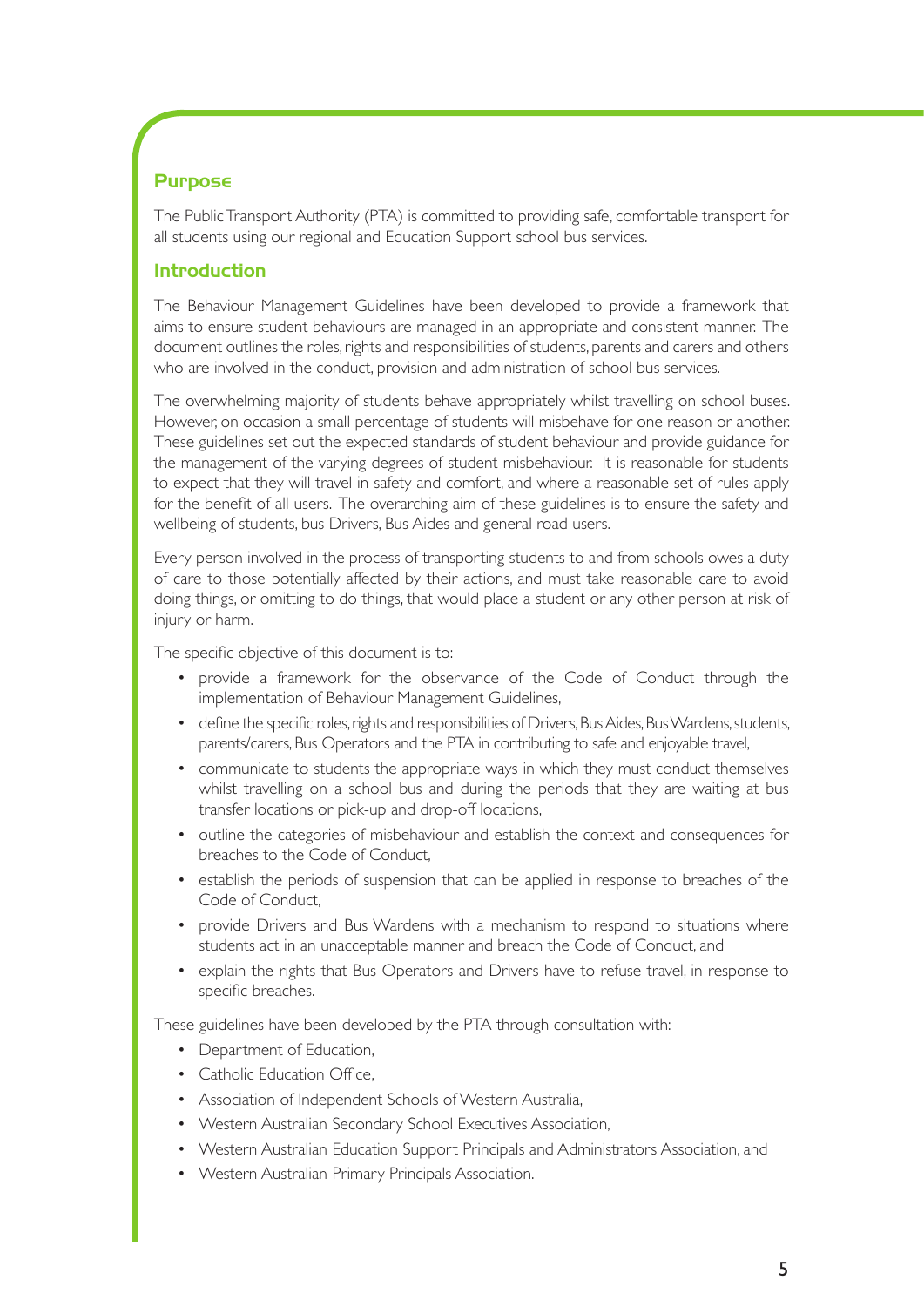## Purpose

The Public Transport Authority (PTA) is committed to providing safe, comfortable transport for all students using our regional and Education Support school bus services.

## Introduction

The Behaviour Management Guidelines have been developed to provide a framework that aims to ensure student behaviours are managed in an appropriate and consistent manner. The document outlines the roles, rights and responsibilities of students, parents and carers and others who are involved in the conduct, provision and administration of school bus services.

The overwhelming majority of students behave appropriately whilst travelling on school buses. However, on occasion a small percentage of students will misbehave for one reason or another. These guidelines set out the expected standards of student behaviour and provide guidance for the management of the varying degrees of student misbehaviour. It is reasonable for students to expect that they will travel in safety and comfort, and where a reasonable set of rules apply for the benefit of all users. The overarching aim of these guidelines is to ensure the safety and wellbeing of students, bus Drivers, Bus Aides and general road users.

Every person involved in the process of transporting students to and from schools owes a duty of care to those potentially affected by their actions, and must take reasonable care to avoid doing things, or omitting to do things, that would place a student or any other person at risk of injury or harm.

The specific objective of this document is to:

- provide a framework for the observance of the Code of Conduct through the implementation of Behaviour Management Guidelines,
- define the specific roles, rights and responsibilities of Drivers, Bus Aides, Bus Wardens, students, parents/carers, Bus Operators and the PTA in contributing to safe and enjoyable travel,
- communicate to students the appropriate ways in which they must conduct themselves whilst travelling on a school bus and during the periods that they are waiting at bus transfer locations or pick-up and drop-off locations,
- outline the categories of misbehaviour and establish the context and consequences for breaches to the Code of Conduct,
- establish the periods of suspension that can be applied in response to breaches of the Code of Conduct,
- provide Drivers and Bus Wardens with a mechanism to respond to situations where students act in an unacceptable manner and breach the Code of Conduct, and
- explain the rights that Bus Operators and Drivers have to refuse travel, in response to specific breaches.

These guidelines have been developed by the PTA through consultation with:

- Department of Education,
- Catholic Education Office,
- Association of Independent Schools of Western Australia,
- Western Australian Secondary School Executives Association,
- Western Australian Education Support Principals and Administrators Association, and
- Western Australian Primary Principals Association.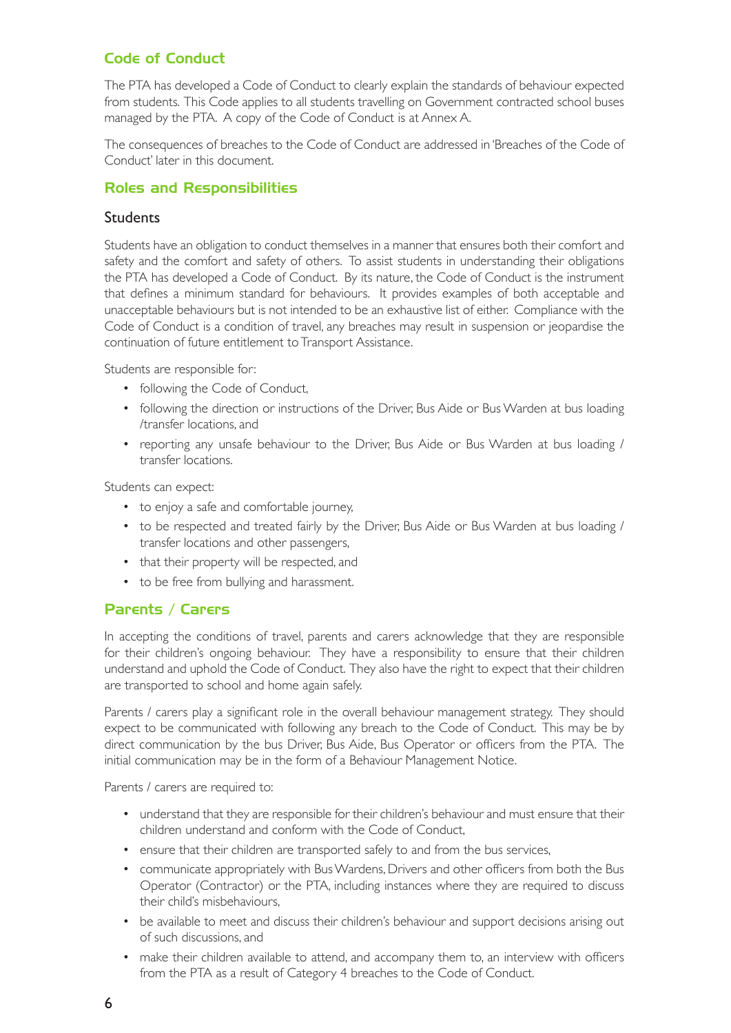## Code of Conduct

The PTA has developed a Code of Conduct to clearly explain the standards of behaviour expected from students. This Code applies to all students travelling on Government contracted school buses managed by the PTA. A copy of the Code of Conduct is at Annex A.

The consequences of breaches to the Code of Conduct are addressed in 'Breaches of the Code of Conduct' later in this document.

## Roles and Responsibilities

### Students

Students have an obligation to conduct themselves in a manner that ensures both their comfort and safety and the comfort and safety of others. To assist students in understanding their obligations the PTA has developed a Code of Conduct. By its nature, the Code of Conduct is the instrument that defines a minimum standard for behaviours. It provides examples of both acceptable and unacceptable behaviours but is not intended to be an exhaustive list of either. Compliance with the Code of Conduct is a condition of travel, any breaches may result in suspension or jeopardise the continuation of future entitlement to Transport Assistance.

Students are responsible for:

- following the Code of Conduct,
- following the direction or instructions of the Driver, Bus Aide or Bus Warden at bus loading /transfer locations, and
- reporting any unsafe behaviour to the Driver, Bus Aide or Bus Warden at bus loading / transfer locations.

Students can expect:

- to enjoy a safe and comfortable journey,
- to be respected and treated fairly by the Driver, Bus Aide or Bus Warden at bus loading / transfer locations and other passengers,
- that their property will be respected, and
- to be free from bullying and harassment.

## Parents / Carers

In accepting the conditions of travel, parents and carers acknowledge that they are responsible for their children's ongoing behaviour. They have a responsibility to ensure that their children understand and uphold the Code of Conduct. They also have the right to expect that their children are transported to school and home again safely.

Parents / carers play a significant role in the overall behaviour management strategy. They should expect to be communicated with following any breach to the Code of Conduct. This may be by direct communication by the bus Driver, Bus Aide, Bus Operator or officers from the PTA. The initial communication may be in the form of a Behaviour Management Notice.

Parents / carers are required to:

- understand that they are responsible for their children's behaviour and must ensure that their children understand and conform with the Code of Conduct,
- ensure that their children are transported safely to and from the bus services,
- communicate appropriately with Bus Wardens, Drivers and other officers from both the Bus Operator (Contractor) or the PTA, including instances where they are required to discuss their child's misbehaviours,
- be available to meet and discuss their children's behaviour and support decisions arising out of such discussions, and
- make their children available to attend, and accompany them to, an interview with officers from the PTA as a result of Category 4 breaches to the Code of Conduct.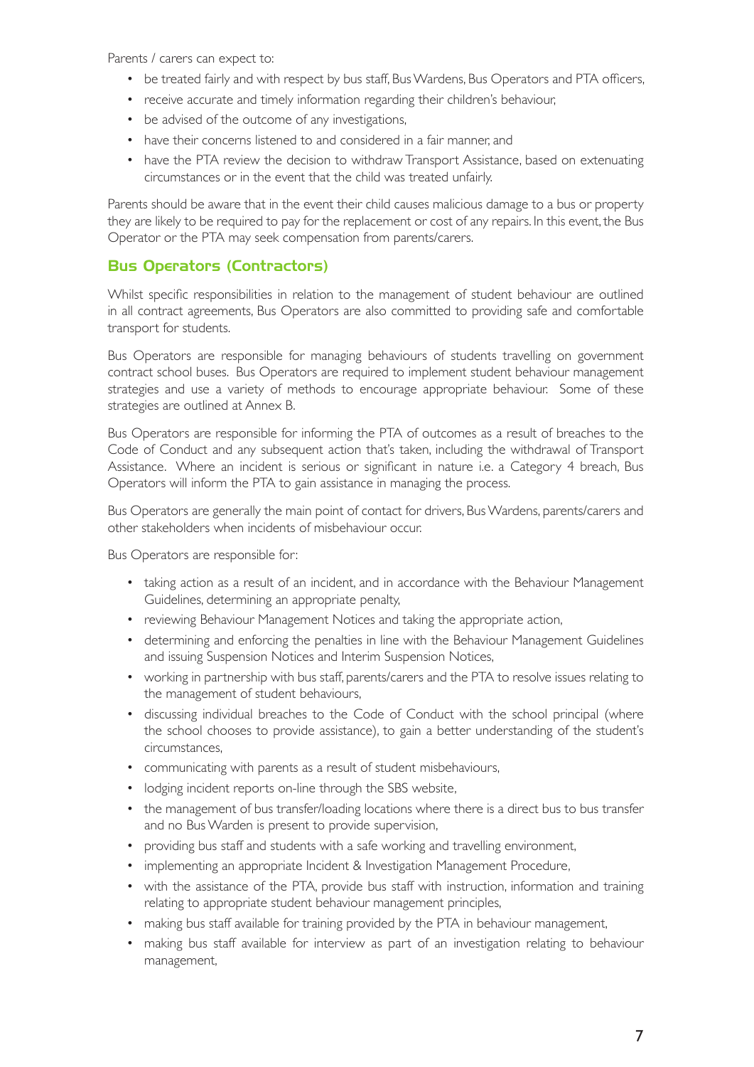Parents / carers can expect to:

- be treated fairly and with respect by bus staff, Bus Wardens, Bus Operators and PTA officers,
- receive accurate and timely information regarding their children's behaviour,
- be advised of the outcome of any investigations,
- have their concerns listened to and considered in a fair manner, and
- have the PTA review the decision to withdraw Transport Assistance, based on extenuating circumstances or in the event that the child was treated unfairly.

Parents should be aware that in the event their child causes malicious damage to a bus or property they are likely to be required to pay for the replacement or cost of any repairs. In this event, the Bus Operator or the PTA may seek compensation from parents/carers.

## Bus Operators (Contractors)

Whilst specific responsibilities in relation to the management of student behaviour are outlined in all contract agreements, Bus Operators are also committed to providing safe and comfortable transport for students.

Bus Operators are responsible for managing behaviours of students travelling on government contract school buses. Bus Operators are required to implement student behaviour management strategies and use a variety of methods to encourage appropriate behaviour. Some of these strategies are outlined at Annex B.

Bus Operators are responsible for informing the PTA of outcomes as a result of breaches to the Code of Conduct and any subsequent action that's taken, including the withdrawal of Transport Assistance. Where an incident is serious or significant in nature i.e. a Category 4 breach, Bus Operators will inform the PTA to gain assistance in managing the process.

Bus Operators are generally the main point of contact for drivers, Bus Wardens, parents/carers and other stakeholders when incidents of misbehaviour occur.

Bus Operators are responsible for:

- taking action as a result of an incident, and in accordance with the Behaviour Management Guidelines, determining an appropriate penalty,
- reviewing Behaviour Management Notices and taking the appropriate action,
- determining and enforcing the penalties in line with the Behaviour Management Guidelines and issuing Suspension Notices and Interim Suspension Notices,
- working in partnership with bus staff, parents/carers and the PTA to resolve issues relating to the management of student behaviours,
- discussing individual breaches to the Code of Conduct with the school principal (where the school chooses to provide assistance), to gain a better understanding of the student's circumstances,
- communicating with parents as a result of student misbehaviours,
- lodging incident reports on-line through the SBS website,
- the management of bus transfer/loading locations where there is a direct bus to bus transfer and no Bus Warden is present to provide supervision,
- providing bus staff and students with a safe working and travelling environment,
- implementing an appropriate Incident & Investigation Management Procedure,
- with the assistance of the PTA, provide bus staff with instruction, information and training relating to appropriate student behaviour management principles,
- making bus staff available for training provided by the PTA in behaviour management,
- making bus staff available for interview as part of an investigation relating to behaviour management,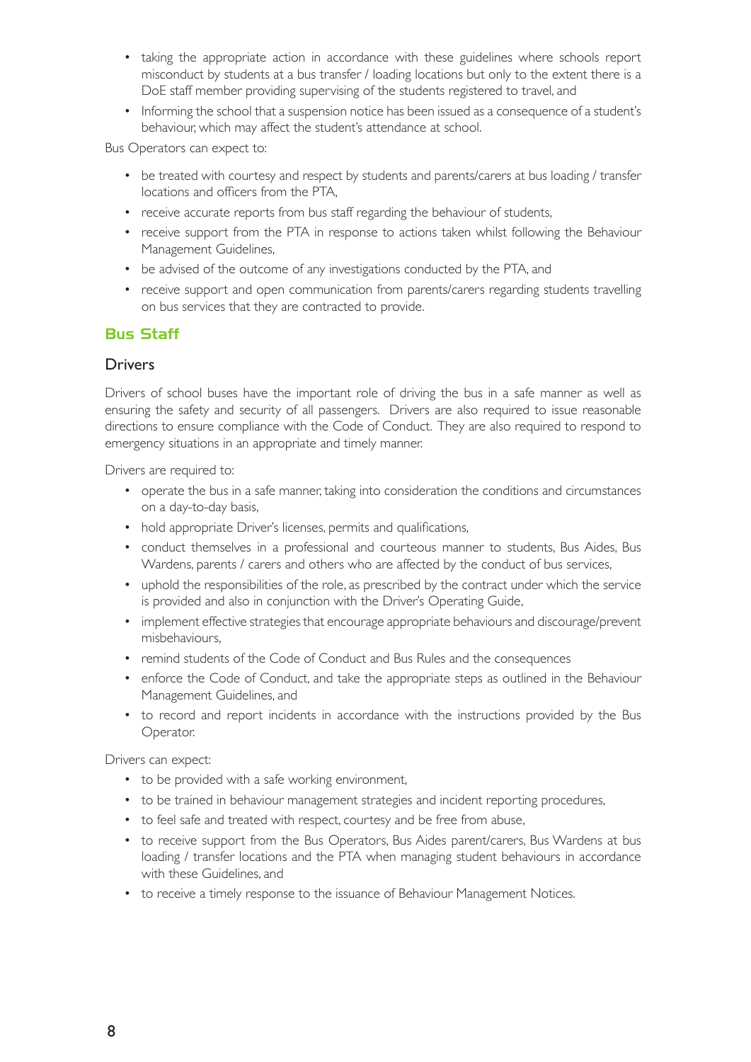- taking the appropriate action in accordance with these guidelines where schools report misconduct by students at a bus transfer / loading locations but only to the extent there is a DoE staff member providing supervising of the students registered to travel, and
- Informing the school that a suspension notice has been issued as a consequence of a student's behaviour, which may affect the student's attendance at school.

Bus Operators can expect to:

- be treated with courtesy and respect by students and parents/carers at bus loading / transfer locations and officers from the PTA,
- receive accurate reports from bus staff regarding the behaviour of students,
- receive support from the PTA in response to actions taken whilst following the Behaviour Management Guidelines,
- be advised of the outcome of any investigations conducted by the PTA, and
- receive support and open communication from parents/carers regarding students travelling on bus services that they are contracted to provide.

## Bus Staff

### Drivers

Drivers of school buses have the important role of driving the bus in a safe manner as well as ensuring the safety and security of all passengers. Drivers are also required to issue reasonable directions to ensure compliance with the Code of Conduct. They are also required to respond to emergency situations in an appropriate and timely manner.

Drivers are required to:

- operate the bus in a safe manner, taking into consideration the conditions and circumstances on a day-to-day basis,
- hold appropriate Driver's licenses, permits and qualifications,
- conduct themselves in a professional and courteous manner to students, Bus Aides, Bus Wardens, parents / carers and others who are affected by the conduct of bus services,
- uphold the responsibilities of the role, as prescribed by the contract under which the service is provided and also in conjunction with the Driver's Operating Guide,
- implement effective strategies that encourage appropriate behaviours and discourage/prevent misbehaviours,
- remind students of the Code of Conduct and Bus Rules and the consequences
- enforce the Code of Conduct, and take the appropriate steps as outlined in the Behaviour Management Guidelines, and
- to record and report incidents in accordance with the instructions provided by the Bus Operator.

Drivers can expect:

- to be provided with a safe working environment,
- to be trained in behaviour management strategies and incident reporting procedures,
- to feel safe and treated with respect, courtesy and be free from abuse,
- to receive support from the Bus Operators, Bus Aides parent/carers, Bus Wardens at bus loading / transfer locations and the PTA when managing student behaviours in accordance with these Guidelines, and
- to receive a timely response to the issuance of Behaviour Management Notices.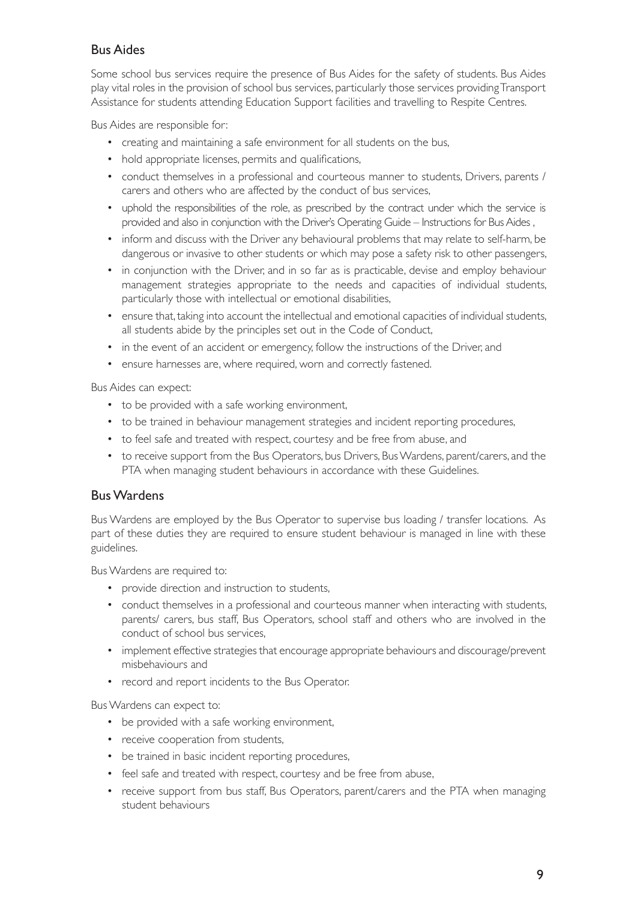## Bus Aides

Some school bus services require the presence of Bus Aides for the safety of students. Bus Aides play vital roles in the provision of school bus services, particularly those services providing Transport Assistance for students attending Education Support facilities and travelling to Respite Centres.

Bus Aides are responsible for:

- creating and maintaining a safe environment for all students on the bus,
- hold appropriate licenses, permits and qualifications,
- conduct themselves in a professional and courteous manner to students, Drivers, parents / carers and others who are affected by the conduct of bus services,
- uphold the responsibilities of the role, as prescribed by the contract under which the service is provided and also in conjunction with the Driver's Operating Guide – Instructions for Bus Aides ,
- inform and discuss with the Driver any behavioural problems that may relate to self-harm, be dangerous or invasive to other students or which may pose a safety risk to other passengers,
- in conjunction with the Driver, and in so far as is practicable, devise and employ behaviour management strategies appropriate to the needs and capacities of individual students, particularly those with intellectual or emotional disabilities,
- ensure that, taking into account the intellectual and emotional capacities of individual students, all students abide by the principles set out in the Code of Conduct,
- in the event of an accident or emergency, follow the instructions of the Driver, and
- ensure harnesses are, where required, worn and correctly fastened.

Bus Aides can expect:

- to be provided with a safe working environment,
- to be trained in behaviour management strategies and incident reporting procedures,
- to feel safe and treated with respect, courtesy and be free from abuse, and
- to receive support from the Bus Operators, bus Drivers, Bus Wardens, parent/carers, and the PTA when managing student behaviours in accordance with these Guidelines.

## Bus Wardens

Bus Wardens are employed by the Bus Operator to supervise bus loading / transfer locations. As part of these duties they are required to ensure student behaviour is managed in line with these guidelines.

Bus Wardens are required to:

- provide direction and instruction to students,
- conduct themselves in a professional and courteous manner when interacting with students, parents/ carers, bus staff, Bus Operators, school staff and others who are involved in the conduct of school bus services,
- implement effective strategies that encourage appropriate behaviours and discourage/prevent misbehaviours and
- record and report incidents to the Bus Operator.

Bus Wardens can expect to:

- be provided with a safe working environment,
- receive cooperation from students,
- be trained in basic incident reporting procedures,
- feel safe and treated with respect, courtesy and be free from abuse,
- receive support from bus staff, Bus Operators, parent/carers and the PTA when managing student behaviours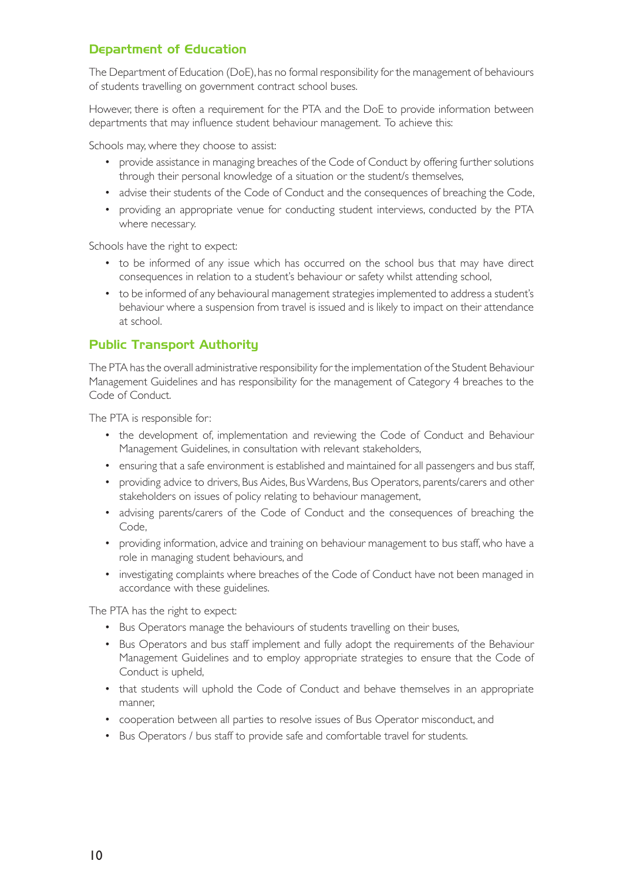## Department of Education

The Department of Education (DoE), has no formal responsibility for the management of behaviours of students travelling on government contract school buses.

However, there is often a requirement for the PTA and the DoE to provide information between departments that may influence student behaviour management. To achieve this:

Schools may, where they choose to assist:

- provide assistance in managing breaches of the Code of Conduct by offering further solutions through their personal knowledge of a situation or the student/s themselves,
- advise their students of the Code of Conduct and the consequences of breaching the Code,
- providing an appropriate venue for conducting student interviews, conducted by the PTA where necessary.

Schools have the right to expect:

- to be informed of any issue which has occurred on the school bus that may have direct consequences in relation to a student's behaviour or safety whilst attending school,
- to be informed of any behavioural management strategies implemented to address a student's behaviour where a suspension from travel is issued and is likely to impact on their attendance at school.

## Public Transport Authority

The PTA has the overall administrative responsibility for the implementation of the Student Behaviour Management Guidelines and has responsibility for the management of Category 4 breaches to the Code of Conduct.

The PTA is responsible for:

- the development of, implementation and reviewing the Code of Conduct and Behaviour Management Guidelines, in consultation with relevant stakeholders,
- ensuring that a safe environment is established and maintained for all passengers and bus staff,
- providing advice to drivers, Bus Aides, Bus Wardens, Bus Operators, parents/carers and other stakeholders on issues of policy relating to behaviour management,
- advising parents/carers of the Code of Conduct and the consequences of breaching the Code,
- providing information, advice and training on behaviour management to bus staff, who have a role in managing student behaviours, and
- investigating complaints where breaches of the Code of Conduct have not been managed in accordance with these guidelines.

The PTA has the right to expect:

- Bus Operators manage the behaviours of students travelling on their buses,
- Bus Operators and bus staff implement and fully adopt the requirements of the Behaviour Management Guidelines and to employ appropriate strategies to ensure that the Code of Conduct is upheld,
- that students will uphold the Code of Conduct and behave themselves in an appropriate manner,
- cooperation between all parties to resolve issues of Bus Operator misconduct, and
- Bus Operators / bus staff to provide safe and comfortable travel for students.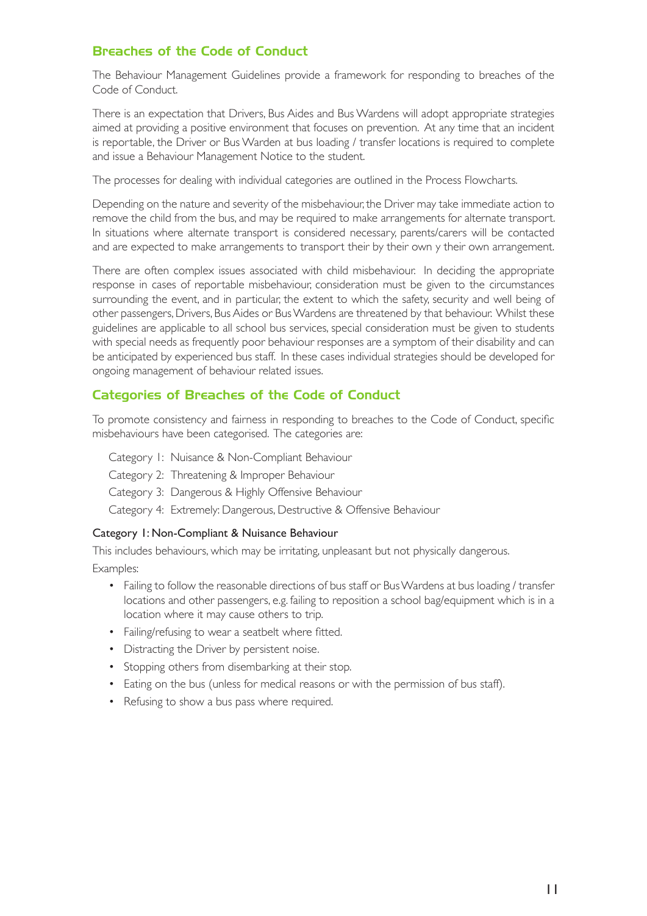## Breaches of the Code of Conduct

The Behaviour Management Guidelines provide a framework for responding to breaches of the Code of Conduct.

There is an expectation that Drivers, Bus Aides and Bus Wardens will adopt appropriate strategies aimed at providing a positive environment that focuses on prevention. At any time that an incident is reportable, the Driver or Bus Warden at bus loading / transfer locations is required to complete and issue a Behaviour Management Notice to the student.

The processes for dealing with individual categories are outlined in the Process Flowcharts.

Depending on the nature and severity of the misbehaviour, the Driver may take immediate action to remove the child from the bus, and may be required to make arrangements for alternate transport. In situations where alternate transport is considered necessary, parents/carers will be contacted and are expected to make arrangements to transport their by their own y their own arrangement.

There are often complex issues associated with child misbehaviour. In deciding the appropriate response in cases of reportable misbehaviour, consideration must be given to the circumstances surrounding the event, and in particular, the extent to which the safety, security and well being of other passengers, Drivers, Bus Aides or Bus Wardens are threatened by that behaviour. Whilst these guidelines are applicable to all school bus services, special consideration must be given to students with special needs as frequently poor behaviour responses are a symptom of their disability and can be anticipated by experienced bus staff. In these cases individual strategies should be developed for ongoing management of behaviour related issues.

## Categories of Breaches of the Code of Conduct

To promote consistency and fairness in responding to breaches to the Code of Conduct, specific misbehaviours have been categorised. The categories are:

- Category 1: Nuisance & Non-Compliant Behaviour
- Category 2: Threatening & Improper Behaviour
- Category 3: Dangerous & Highly Offensive Behaviour
- Category 4: Extremely: Dangerous, Destructive & Offensive Behaviour

### Category 1: Non-Compliant & Nuisance Behaviour

This includes behaviours, which may be irritating, unpleasant but not physically dangerous.

Examples:

- Failing to follow the reasonable directions of bus staff or Bus Wardens at bus loading / transfer locations and other passengers, e.g. failing to reposition a school bag/equipment which is in a location where it may cause others to trip.
- Failing/refusing to wear a seatbelt where fitted.
- Distracting the Driver by persistent noise.
- Stopping others from disembarking at their stop.
- Eating on the bus (unless for medical reasons or with the permission of bus staff).
- Refusing to show a bus pass where required.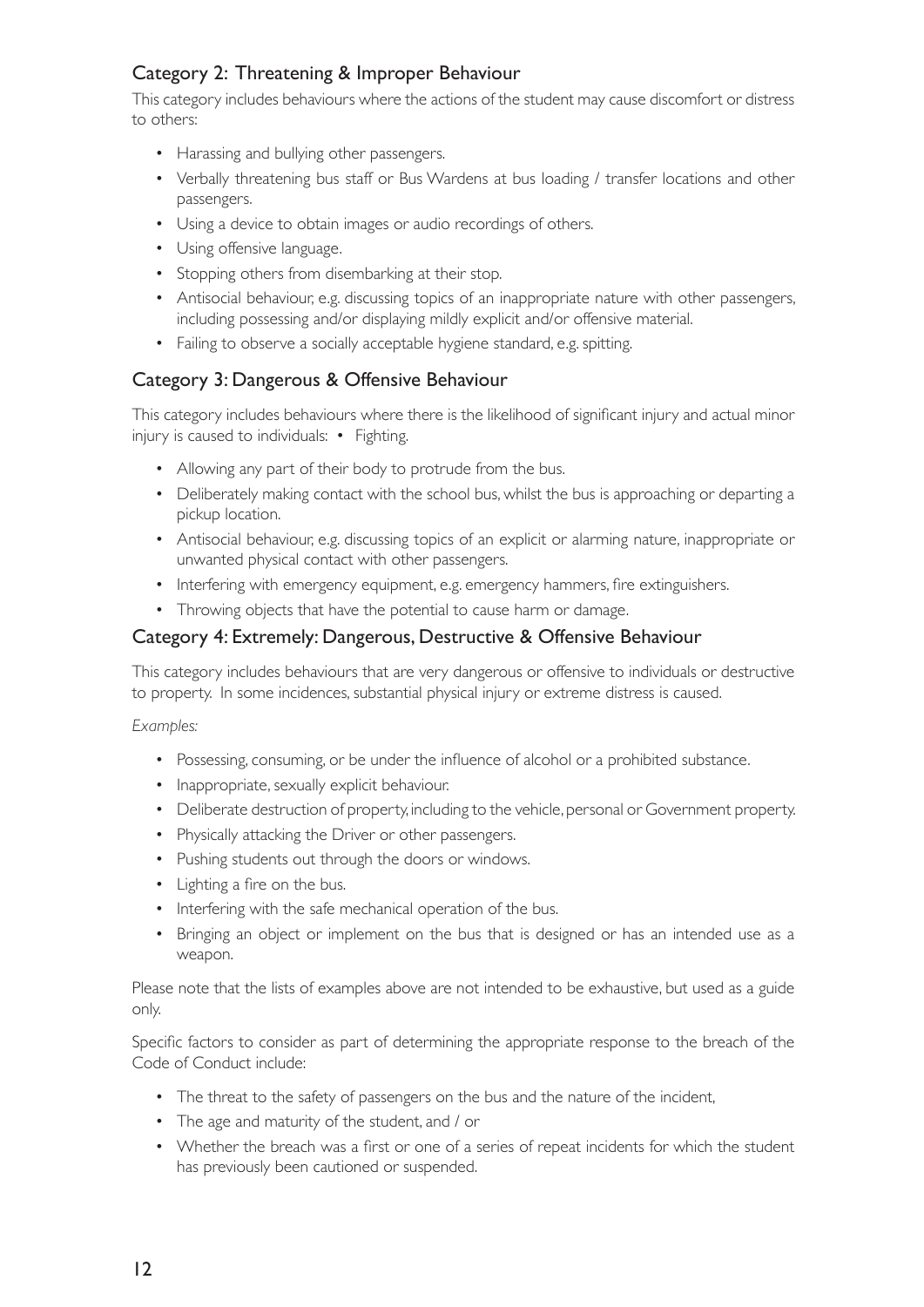### Category 2: Threatening & Improper Behaviour

This category includes behaviours where the actions of the student may cause discomfort or distress to others:

- Harassing and bullying other passengers.
- Verbally threatening bus staff or Bus Wardens at bus loading / transfer locations and other passengers.
- Using a device to obtain images or audio recordings of others.
- Using offensive language.
- Stopping others from disembarking at their stop.
- Antisocial behaviour, e.g. discussing topics of an inappropriate nature with other passengers, including possessing and/or displaying mildly explicit and/or offensive material.
- Failing to observe a socially acceptable hygiene standard, e.g. spitting.

### Category 3: Dangerous & Offensive Behaviour

This category includes behaviours where there is the likelihood of significant injury and actual minor injury is caused to individuals: • Fighting.

- Allowing any part of their body to protrude from the bus.
- Deliberately making contact with the school bus, whilst the bus is approaching or departing a pickup location.
- Antisocial behaviour, e.g. discussing topics of an explicit or alarming nature, inappropriate or unwanted physical contact with other passengers.
- Interfering with emergency equipment, e.g. emergency hammers, fire extinguishers.
- Throwing objects that have the potential to cause harm or damage.

### Category 4: Extremely: Dangerous, Destructive & Offensive Behaviour

This category includes behaviours that are very dangerous or offensive to individuals or destructive to property. In some incidences, substantial physical injury or extreme distress is caused.

*Examples:*

- Possessing, consuming, or be under the influence of alcohol or a prohibited substance.
- Inappropriate, sexually explicit behaviour.
- Deliberate destruction of property, including to the vehicle, personal or Government property.
- Physically attacking the Driver or other passengers.
- Pushing students out through the doors or windows.
- Lighting a fire on the bus.
- Interfering with the safe mechanical operation of the bus.
- Bringing an object or implement on the bus that is designed or has an intended use as a weapon.

Please note that the lists of examples above are not intended to be exhaustive, but used as a guide only.

Specific factors to consider as part of determining the appropriate response to the breach of the Code of Conduct include:

- The threat to the safety of passengers on the bus and the nature of the incident,
- The age and maturity of the student, and / or
- Whether the breach was a first or one of a series of repeat incidents for which the student has previously been cautioned or suspended.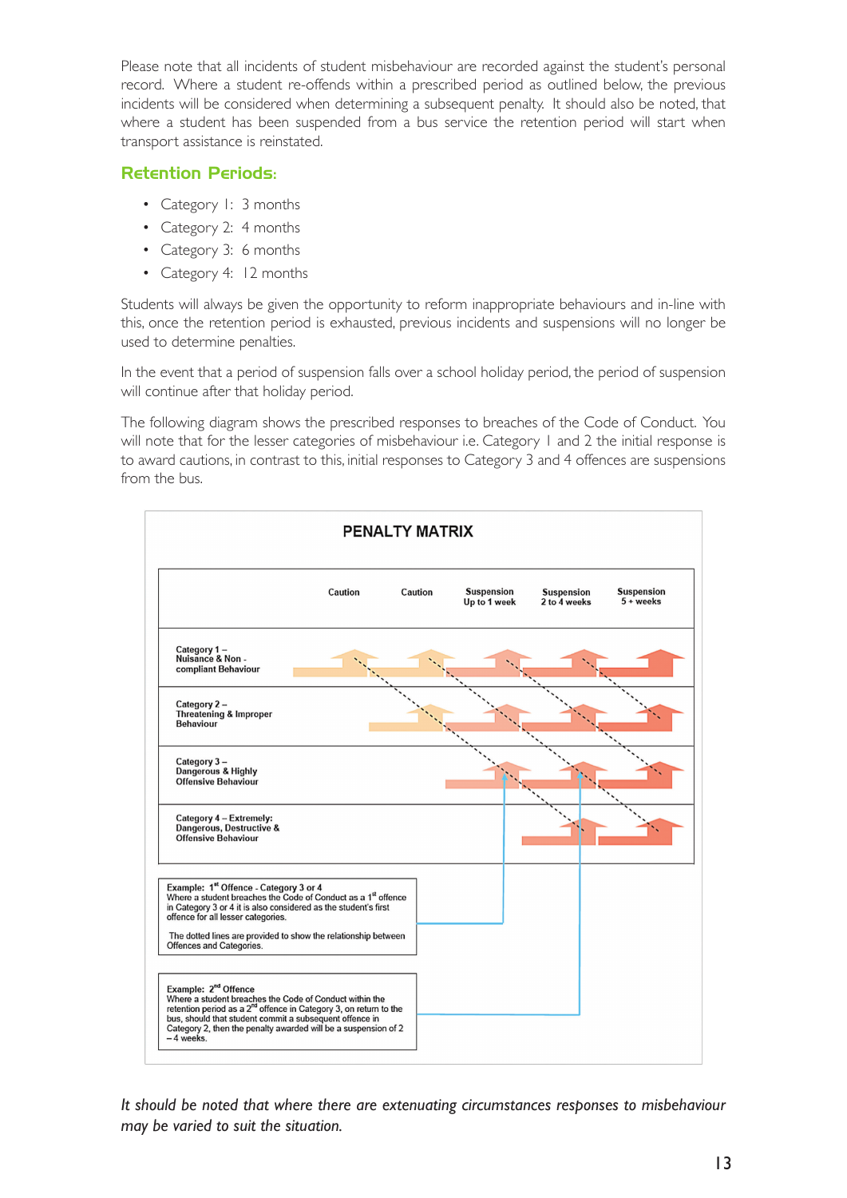Please note that all incidents of student misbehaviour are recorded against the student's personal record. Where a student re-offends within a prescribed period as outlined below, the previous incidents will be considered when determining a subsequent penalty. It should also be noted, that where a student has been suspended from a bus service the retention period will start when transport assistance is reinstated.

## Retention Periods:

- Category 1: 3 months
- Category 2: 4 months
- Category 3: 6 months
- Category 4: 12 months

Students will always be given the opportunity to reform inappropriate behaviours and in-line with this, once the retention period is exhausted, previous incidents and suspensions will no longer be used to determine penalties.

In the event that a period of suspension falls over a school holiday period, the period of suspension will continue after that holiday period.

The following diagram shows the prescribed responses to breaches of the Code of Conduct. You will note that for the lesser categories of misbehaviour i.e. Category 1 and 2 the initial response is to award cautions, in contrast to this, initial responses to Category 3 and 4 offences are suspensions from the bus.

### PENALTY MATRIX

| | Caution | Caution | Suspension Up to 1 week | Suspension 2 to 4 weeks | Suspension 5 + weeks |
|---|---|---|---|---|---|
| Category 1 – Nuisance & Non - compliant Behaviour | ✓ | ✓ | ✓ | ✓ | ✓ |
| Category 2 – Threatening & Improper Behaviour | | ✓ | ✓ | ✓ | ✓ |
| Category 3 – Dangerous & Highly Offensive Behaviour | | | ✓ | ✓ | ✓ |
| Category 4 – Extremely: Dangerous, Destructive & Offensive Behaviour | | | | ✓ | ✓ |

**Example: 1st Offence - Category 3 or 4**
Where a student breaches the Code of Conduct as a 1st offence in Category 3 or 4 it is also considered as the student's first offence for all lesser categories.

The dotted lines are provided to show the relationship between Offences and Categories.

**Example: 2nd Offence**
Where a student breaches the Code of Conduct within the retention period as a 2nd offence in Category 3, on return to the bus, should that student commit a subsequent offence in Category 2, then the penalty awarded will be a suspension of 2 – 4 weeks.

*It should be noted that where there are extenuating circumstances responses to misbehaviour may be varied to suit the situation.*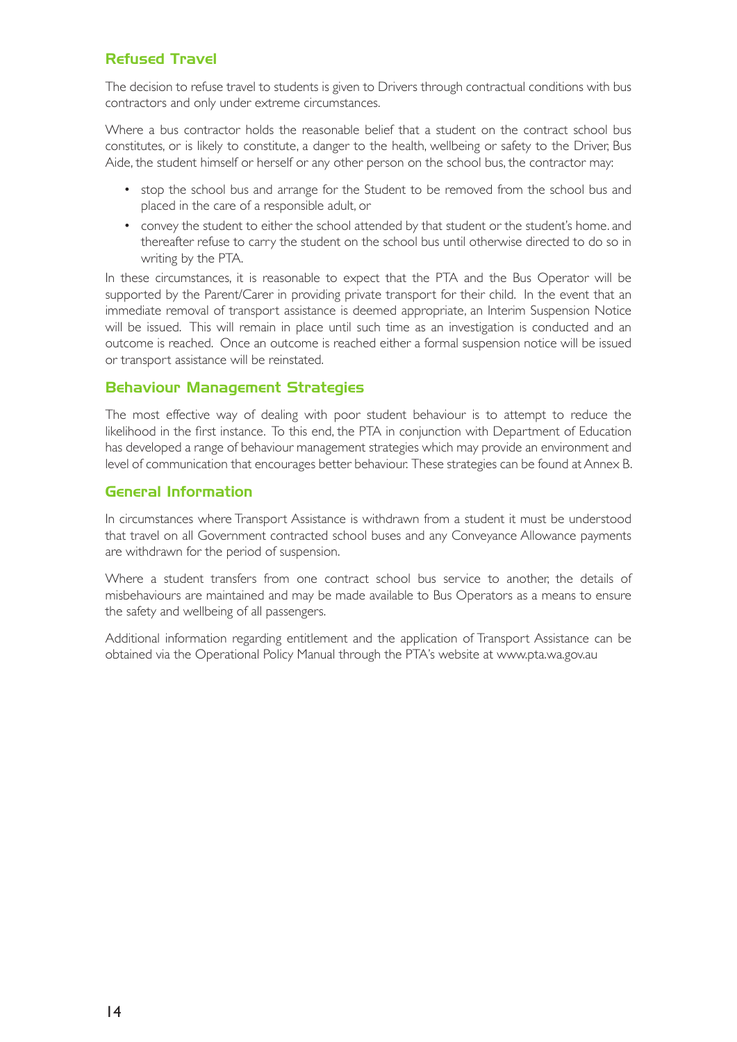## Refused Travel

The decision to refuse travel to students is given to Drivers through contractual conditions with bus contractors and only under extreme circumstances.

Where a bus contractor holds the reasonable belief that a student on the contract school bus constitutes, or is likely to constitute, a danger to the health, wellbeing or safety to the Driver, Bus Aide, the student himself or herself or any other person on the school bus, the contractor may:

- stop the school bus and arrange for the Student to be removed from the school bus and placed in the care of a responsible adult, or
- convey the student to either the school attended by that student or the student's home. and thereafter refuse to carry the student on the school bus until otherwise directed to do so in writing by the PTA.

In these circumstances, it is reasonable to expect that the PTA and the Bus Operator will be supported by the Parent/Carer in providing private transport for their child. In the event that an immediate removal of transport assistance is deemed appropriate, an Interim Suspension Notice will be issued. This will remain in place until such time as an investigation is conducted and an outcome is reached. Once an outcome is reached either a formal suspension notice will be issued or transport assistance will be reinstated.

## Behaviour Management Strategies

The most effective way of dealing with poor student behaviour is to attempt to reduce the likelihood in the first instance. To this end, the PTA in conjunction with Department of Education has developed a range of behaviour management strategies which may provide an environment and level of communication that encourages better behaviour. These strategies can be found at Annex B.

## General Information

In circumstances where Transport Assistance is withdrawn from a student it must be understood that travel on all Government contracted school buses and any Conveyance Allowance payments are withdrawn for the period of suspension.

Where a student transfers from one contract school bus service to another, the details of misbehaviours are maintained and may be made available to Bus Operators as a means to ensure the safety and wellbeing of all passengers.

Additional information regarding entitlement and the application of Transport Assistance can be obtained via the Operational Policy Manual through the PTA's website at www.pta.wa.gov.au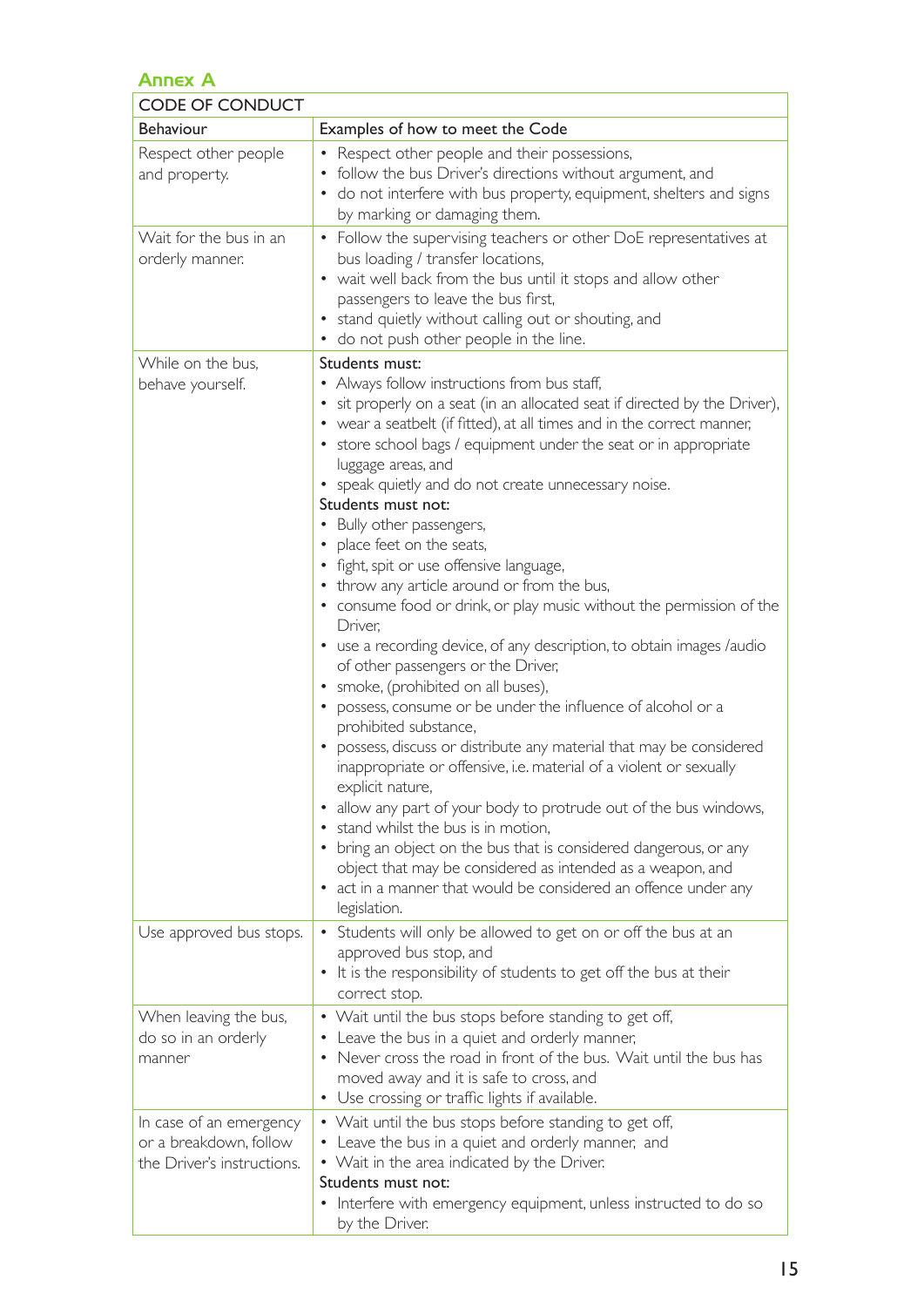## Annex A

| CODE OF CONDUCT | |
|---|---|
| **Behaviour** | **Examples of how to meet the Code** |
| Respect other people and property. | • Respect other people and their possessions,<br>• follow the bus Driver's directions without argument, and<br>• do not interfere with bus property, equipment, shelters and signs by marking or damaging them. |
| Wait for the bus in an orderly manner. | • Follow the supervising teachers or other DoE representatives at bus loading / transfer locations,<br>• wait well back from the bus until it stops and allow other passengers to leave the bus first,<br>• stand quietly without calling out or shouting, and<br>• do not push other people in the line. |
| While on the bus, behave yourself. | Students must:<br>• Always follow instructions from bus staff,<br>• sit properly on a seat (in an allocated seat if directed by the Driver),<br>• wear a seatbelt (if fitted), at all times and in the correct manner,<br>• store school bags / equipment under the seat or in appropriate luggage areas, and<br>• speak quietly and do not create unnecessary noise.<br>Students must not:<br>• Bully other passengers,<br>• place feet on the seats,<br>• fight, spit or use offensive language,<br>• throw any article around or from the bus,<br>• consume food or drink, or play music without the permission of the Driver,<br>• use a recording device, of any description, to obtain images /audio of other passengers or the Driver,<br>• smoke, (prohibited on all buses),<br>• possess, consume or be under the influence of alcohol or a prohibited substance,<br>• possess, discuss or distribute any material that may be considered inappropriate or offensive, i.e. material of a violent or sexually explicit nature,<br>• allow any part of your body to protrude out of the bus windows,<br>• stand whilst the bus is in motion,<br>• bring an object on the bus that is considered dangerous, or any object that may be considered as intended as a weapon, and<br>• act in a manner that would be considered an offence under any legislation. |
| Use approved bus stops. | • Students will only be allowed to get on or off the bus at an approved bus stop, and<br>• It is the responsibility of students to get off the bus at their correct stop. |
| When leaving the bus, do so in an orderly manner | • Wait until the bus stops before standing to get off,<br>• Leave the bus in a quiet and orderly manner,<br>• Never cross the road in front of the bus. Wait until the bus has moved away and it is safe to cross, and<br>• Use crossing or traffic lights if available. |
| In case of an emergency or a breakdown, follow the Driver's instructions. | • Wait until the bus stops before standing to get off,<br>• Leave the bus in a quiet and orderly manner, and<br>• Wait in the area indicated by the Driver.<br>Students must not:<br>• Interfere with emergency equipment, unless instructed to do so by the Driver. |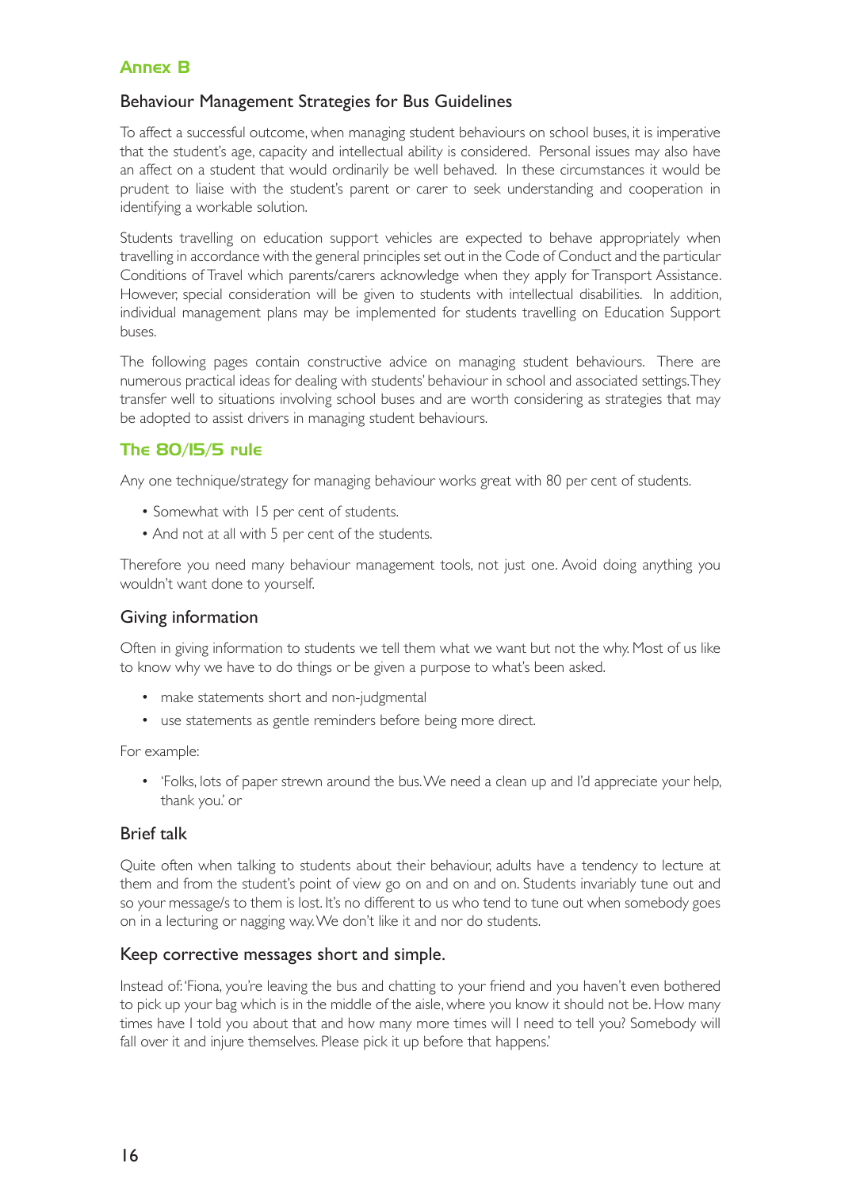## Annex B

### Behaviour Management Strategies for Bus Guidelines

To affect a successful outcome, when managing student behaviours on school buses, it is imperative that the student's age, capacity and intellectual ability is considered. Personal issues may also have an affect on a student that would ordinarily be well behaved. In these circumstances it would be prudent to liaise with the student's parent or carer to seek understanding and cooperation in identifying a workable solution.

Students travelling on education support vehicles are expected to behave appropriately when travelling in accordance with the general principles set out in the Code of Conduct and the particular Conditions of Travel which parents/carers acknowledge when they apply for Transport Assistance. However, special consideration will be given to students with intellectual disabilities. In addition, individual management plans may be implemented for students travelling on Education Support buses.

The following pages contain constructive advice on managing student behaviours. There are numerous practical ideas for dealing with students' behaviour in school and associated settings. They transfer well to situations involving school buses and are worth considering as strategies that may be adopted to assist drivers in managing student behaviours.

## The 80/15/5 rule

Any one technique/strategy for managing behaviour works great with 80 per cent of students.

- Somewhat with 15 per cent of students.
- And not at all with 5 per cent of the students.

Therefore you need many behaviour management tools, not just one. Avoid doing anything you wouldn't want done to yourself.

### Giving information

Often in giving information to students we tell them what we want but not the why. Most of us like to know why we have to do things or be given a purpose to what's been asked.

- make statements short and non-judgmental
- use statements as gentle reminders before being more direct.

For example:

- 'Folks, lots of paper strewn around the bus. We need a clean up and I'd appreciate your help, thank you.' or

### Brief talk

Quite often when talking to students about their behaviour, adults have a tendency to lecture at them and from the student's point of view go on and on and on. Students invariably tune out and so your message/s to them is lost. It's no different to us who tend to tune out when somebody goes on in a lecturing or nagging way. We don't like it and nor do students.

### Keep corrective messages short and simple.

Instead of: 'Fiona, you're leaving the bus and chatting to your friend and you haven't even bothered to pick up your bag which is in the middle of the aisle, where you know it should not be. How many times have I told you about that and how many more times will I need to tell you? Somebody will fall over it and injure themselves. Please pick it up before that happens.'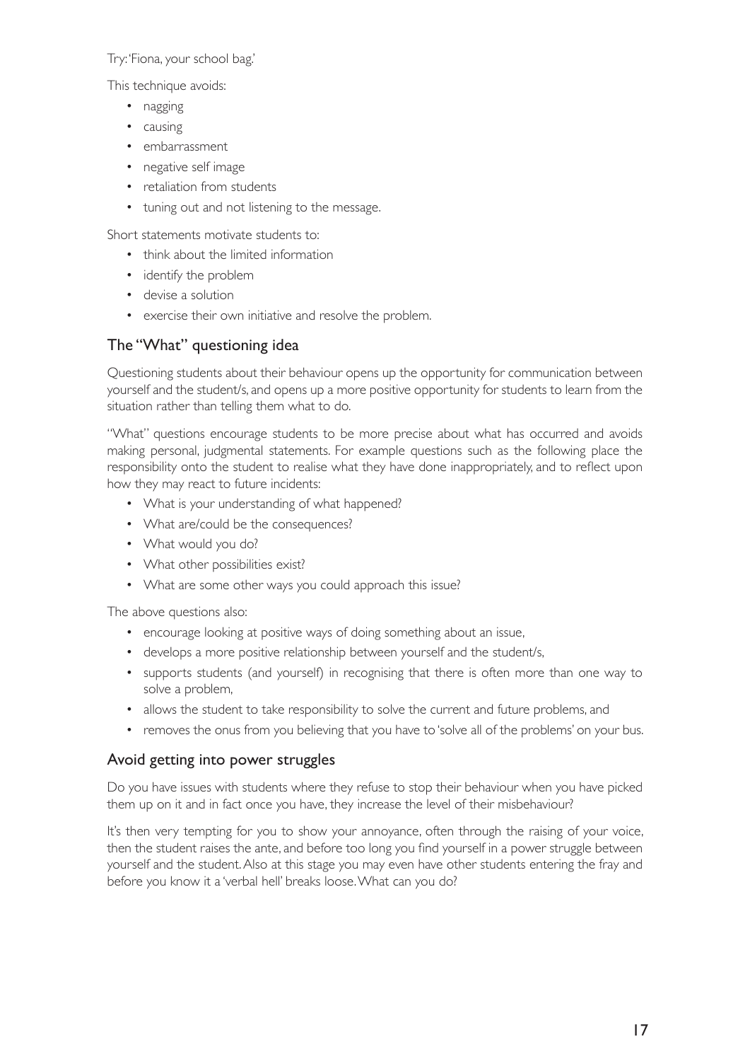Try: 'Fiona, your school bag.'

This technique avoids:

- nagging
- causing
- embarrassment
- negative self image
- retaliation from students
- tuning out and not listening to the message.

Short statements motivate students to:

- think about the limited information
- identify the problem
- devise a solution
- exercise their own initiative and resolve the problem.

## The "What" questioning idea

Questioning students about their behaviour opens up the opportunity for communication between yourself and the student/s, and opens up a more positive opportunity for students to learn from the situation rather than telling them what to do.

"What" questions encourage students to be more precise about what has occurred and avoids making personal, judgmental statements. For example questions such as the following place the responsibility onto the student to realise what they have done inappropriately, and to reflect upon how they may react to future incidents:

- What is your understanding of what happened?
- What are/could be the consequences?
- What would you do?
- What other possibilities exist?
- What are some other ways you could approach this issue?

The above questions also:

- encourage looking at positive ways of doing something about an issue,
- develops a more positive relationship between yourself and the student/s,
- supports students (and yourself) in recognising that there is often more than one way to solve a problem,
- allows the student to take responsibility to solve the current and future problems, and
- removes the onus from you believing that you have to 'solve all of the problems' on your bus.

## Avoid getting into power struggles

Do you have issues with students where they refuse to stop their behaviour when you have picked them up on it and in fact once you have, they increase the level of their misbehaviour?

It's then very tempting for you to show your annoyance, often through the raising of your voice, then the student raises the ante, and before too long you find yourself in a power struggle between yourself and the student. Also at this stage you may even have other students entering the fray and before you know it a 'verbal hell' breaks loose. What can you do?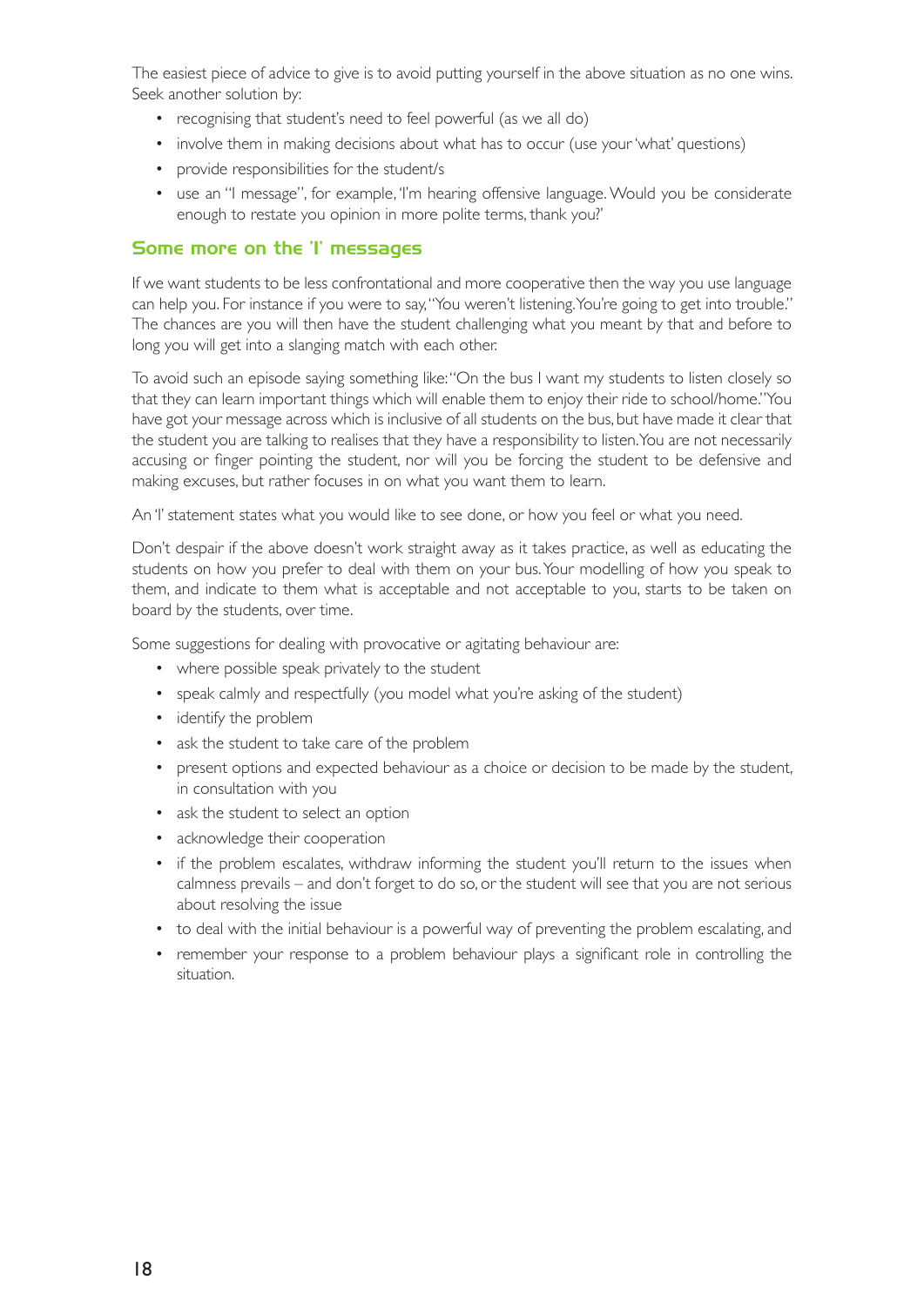The easiest piece of advice to give is to avoid putting yourself in the above situation as no one wins. Seek another solution by:

- recognising that student's need to feel powerful (as we all do)
- involve them in making decisions about what has to occur (use your 'what' questions)
- provide responsibilities for the student/s
- use an "I message", for example, 'I'm hearing offensive language. Would you be considerate enough to restate you opinion in more polite terms, thank you?'

## Some more on the 'I' messages

If we want students to be less confrontational and more cooperative then the way you use language can help you. For instance if you were to say, "You weren't listening. You're going to get into trouble." The chances are you will then have the student challenging what you meant by that and before to long you will get into a slanging match with each other.

To avoid such an episode saying something like: "On the bus I want my students to listen closely so that they can learn important things which will enable them to enjoy their ride to school/home." You have got your message across which is inclusive of all students on the bus, but have made it clear that the student you are talking to realises that they have a responsibility to listen. You are not necessarily accusing or finger pointing the student, nor will you be forcing the student to be defensive and making excuses, but rather focuses in on what you want them to learn.

An 'I' statement states what you would like to see done, or how you feel or what you need.

Don't despair if the above doesn't work straight away as it takes practice, as well as educating the students on how you prefer to deal with them on your bus. Your modelling of how you speak to them, and indicate to them what is acceptable and not acceptable to you, starts to be taken on board by the students, over time.

Some suggestions for dealing with provocative or agitating behaviour are:

- where possible speak privately to the student
- speak calmly and respectfully (you model what you're asking of the student)
- identify the problem
- ask the student to take care of the problem
- present options and expected behaviour as a choice or decision to be made by the student, in consultation with you
- ask the student to select an option
- acknowledge their cooperation
- if the problem escalates, withdraw informing the student you'll return to the issues when calmness prevails – and don't forget to do so, or the student will see that you are not serious about resolving the issue
- to deal with the initial behaviour is a powerful way of preventing the problem escalating, and
- remember your response to a problem behaviour plays a significant role in controlling the situation.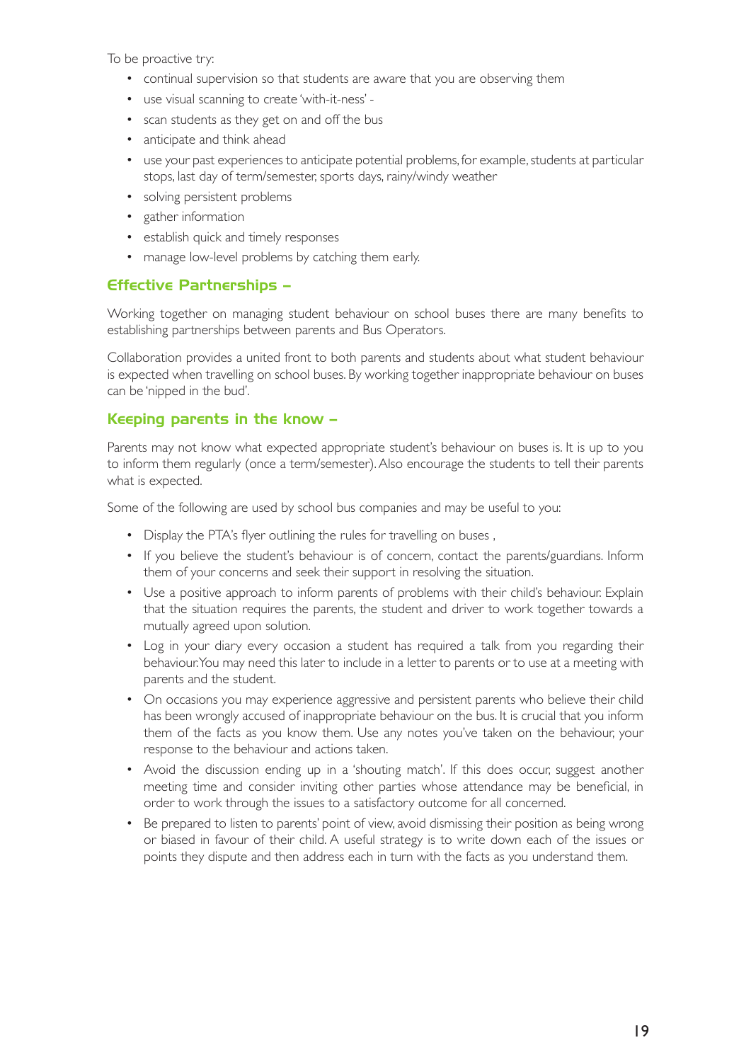To be proactive try:

- continual supervision so that students are aware that you are observing them
- use visual scanning to create 'with-it-ness' -
- scan students as they get on and off the bus
- anticipate and think ahead
- use your past experiences to anticipate potential problems, for example, students at particular stops, last day of term/semester, sports days, rainy/windy weather
- solving persistent problems
- gather information
- establish quick and timely responses
- manage low-level problems by catching them early.

## Effective Partnerships –

Working together on managing student behaviour on school buses there are many benefits to establishing partnerships between parents and Bus Operators.

Collaboration provides a united front to both parents and students about what student behaviour is expected when travelling on school buses. By working together inappropriate behaviour on buses can be 'nipped in the bud'.

## Keeping parents in the know –

Parents may not know what expected appropriate student's behaviour on buses is. It is up to you to inform them regularly (once a term/semester). Also encourage the students to tell their parents what is expected.

Some of the following are used by school bus companies and may be useful to you:

- Display the PTA's flyer outlining the rules for travelling on buses ,
- If you believe the student's behaviour is of concern, contact the parents/guardians. Inform them of your concerns and seek their support in resolving the situation.
- Use a positive approach to inform parents of problems with their child's behaviour. Explain that the situation requires the parents, the student and driver to work together towards a mutually agreed upon solution.
- Log in your diary every occasion a student has required a talk from you regarding their behaviour. You may need this later to include in a letter to parents or to use at a meeting with parents and the student.
- On occasions you may experience aggressive and persistent parents who believe their child has been wrongly accused of inappropriate behaviour on the bus. It is crucial that you inform them of the facts as you know them. Use any notes you've taken on the behaviour, your response to the behaviour and actions taken.
- Avoid the discussion ending up in a 'shouting match'. If this does occur, suggest another meeting time and consider inviting other parties whose attendance may be beneficial, in order to work through the issues to a satisfactory outcome for all concerned.
- Be prepared to listen to parents' point of view, avoid dismissing their position as being wrong or biased in favour of their child. A useful strategy is to write down each of the issues or points they dispute and then address each in turn with the facts as you understand them.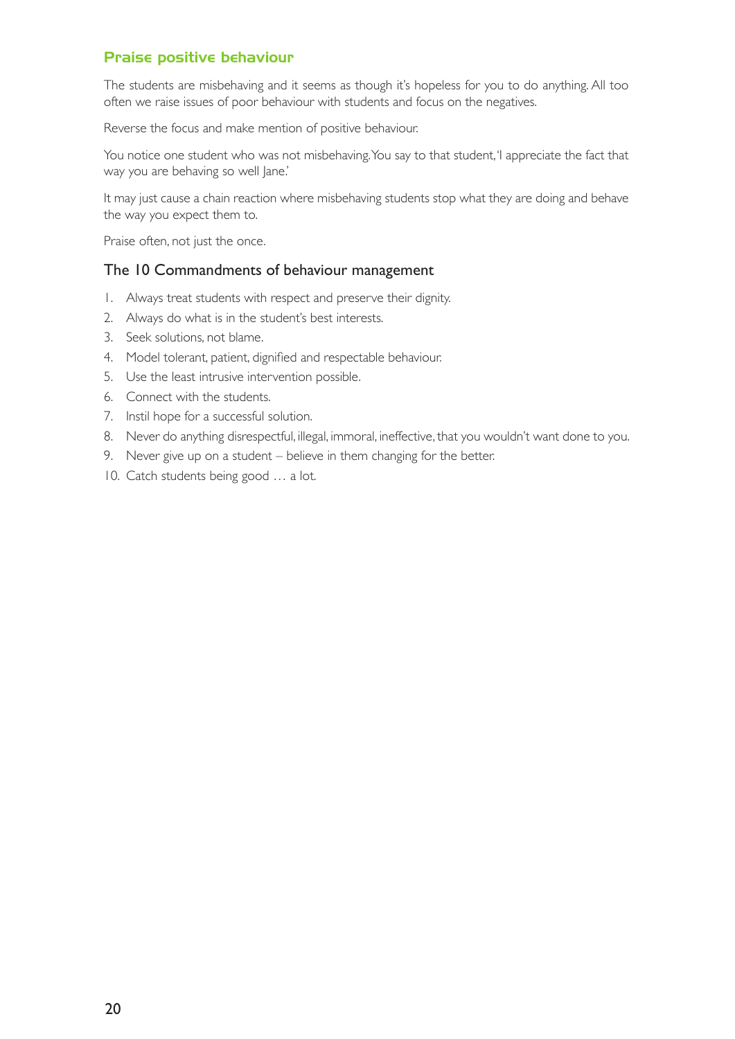## Praise positive behaviour

The students are misbehaving and it seems as though it's hopeless for you to do anything. All too often we raise issues of poor behaviour with students and focus on the negatives.

Reverse the focus and make mention of positive behaviour.

You notice one student who was not misbehaving. You say to that student, 'I appreciate the fact that way you are behaving so well Jane.'

It may just cause a chain reaction where misbehaving students stop what they are doing and behave the way you expect them to.

Praise often, not just the once.

### The 10 Commandments of behaviour management

1. Always treat students with respect and preserve their dignity.
2. Always do what is in the student's best interests.
3. Seek solutions, not blame.
4. Model tolerant, patient, dignified and respectable behaviour.
5. Use the least intrusive intervention possible.
6. Connect with the students.
7. Instil hope for a successful solution.
8. Never do anything disrespectful, illegal, immoral, ineffective, that you wouldn't want done to you.
9. Never give up on a student – believe in them changing for the better.
10. Catch students being good … a lot.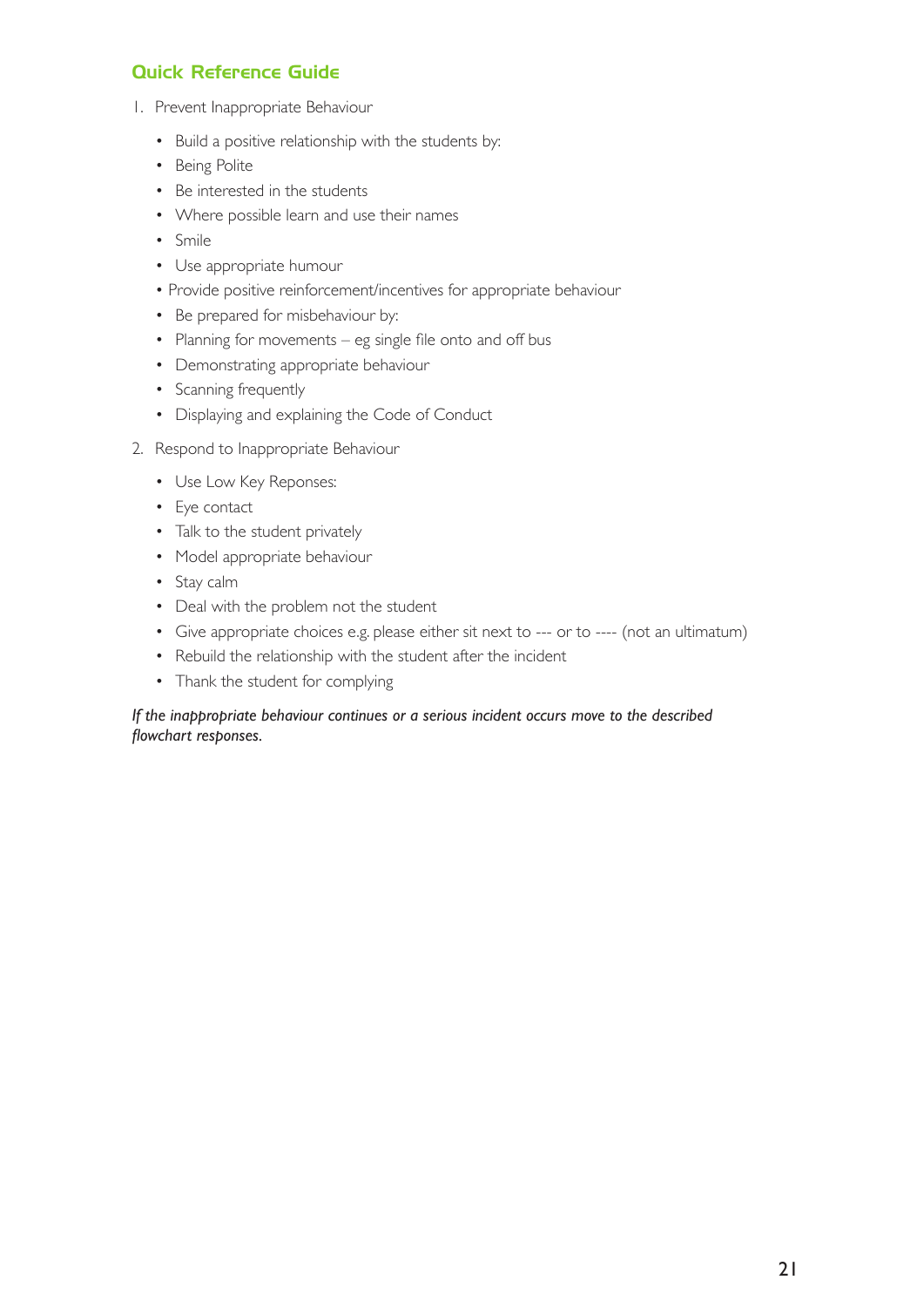## Quick Reference Guide

1. Prevent Inappropriate Behaviour

   - Build a positive relationship with the students by:
   - Being Polite
   - Be interested in the students
   - Where possible learn and use their names
   - Smile
   - Use appropriate humour
   - Provide positive reinforcement/incentives for appropriate behaviour
   - Be prepared for misbehaviour by:
   - Planning for movements – eg single file onto and off bus
   - Demonstrating appropriate behaviour
   - Scanning frequently
   - Displaying and explaining the Code of Conduct

2. Respond to Inappropriate Behaviour

   - Use Low Key Reponses:
   - Eye contact
   - Talk to the student privately
   - Model appropriate behaviour
   - Stay calm
   - Deal with the problem not the student
   - Give appropriate choices e.g. please either sit next to --- or to ---- (not an ultimatum)
   - Rebuild the relationship with the student after the incident
   - Thank the student for complying

*If the inappropriate behaviour continues or a serious incident occurs move to the described flowchart responses.*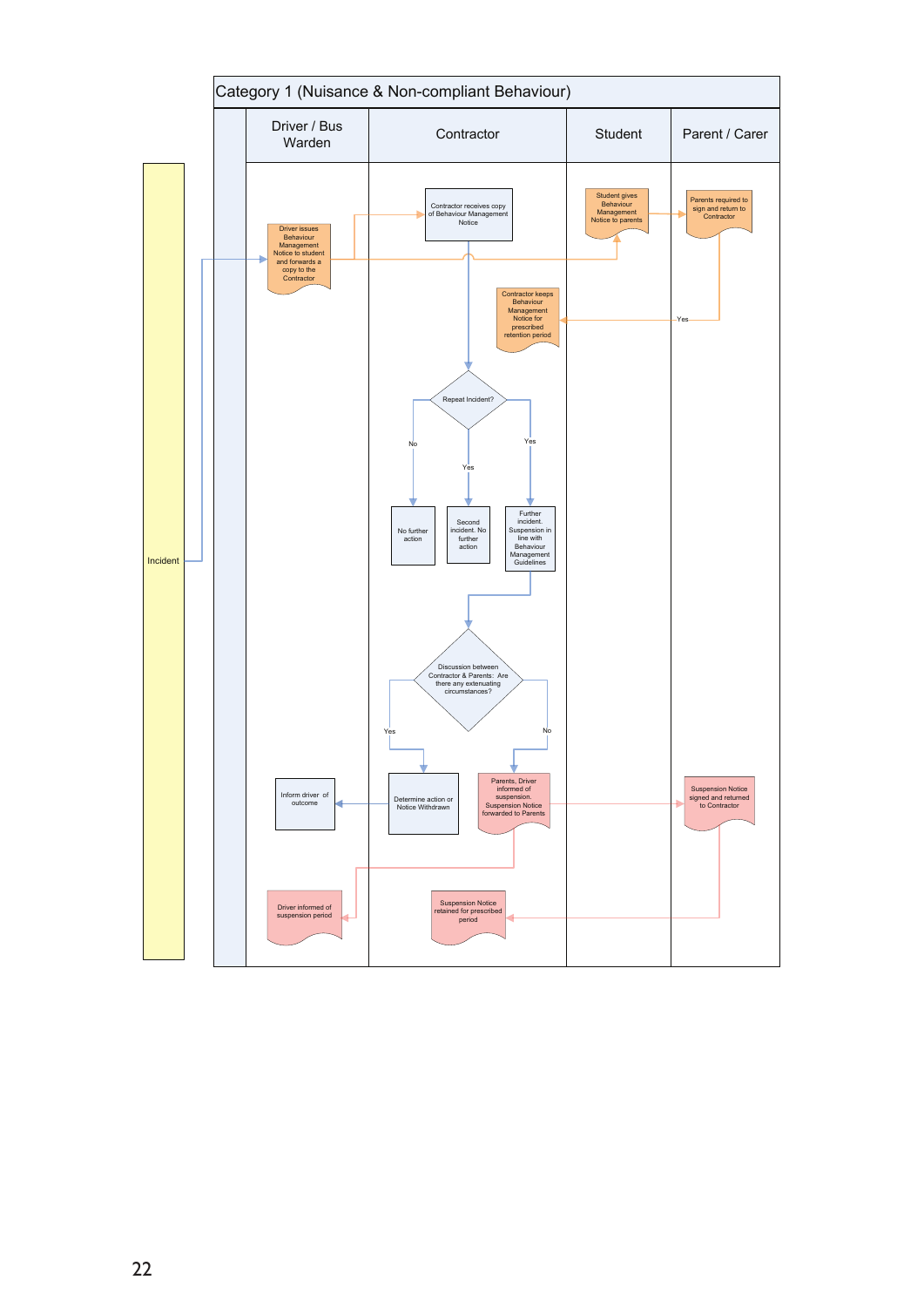# Category 1 (Nuisance & Non-compliant Behaviour)

| Driver / Bus Warden | Contractor | Student | Parent / Carer |
|---|---|---|---|

Incident

Driver issues Behaviour Management Notice to student and forwards a copy to the Contractor

Contractor receives copy of Behaviour Management Notice

Student gives Behaviour Management Notice to parents

Parents required to sign and return to Contractor

Yes

Contractor keeps Behaviour Management Notice for prescribed retention period

Repeat Incident?

No — No further action

Yes — Second incident. No further action

Yes — Further incident. Suspension in line with Behaviour Management Guidelines

Discussion between Contractor & Parents: Are there any extenuating circumstances?

Yes — Determine action or Notice Withdrawn — Inform driver of outcome

No — Parents, Driver informed of suspension. Suspension Notice forwarded to Parents

Suspension Notice signed and returned to Contractor

Driver informed of suspension period

Suspension Notice retained for prescribed period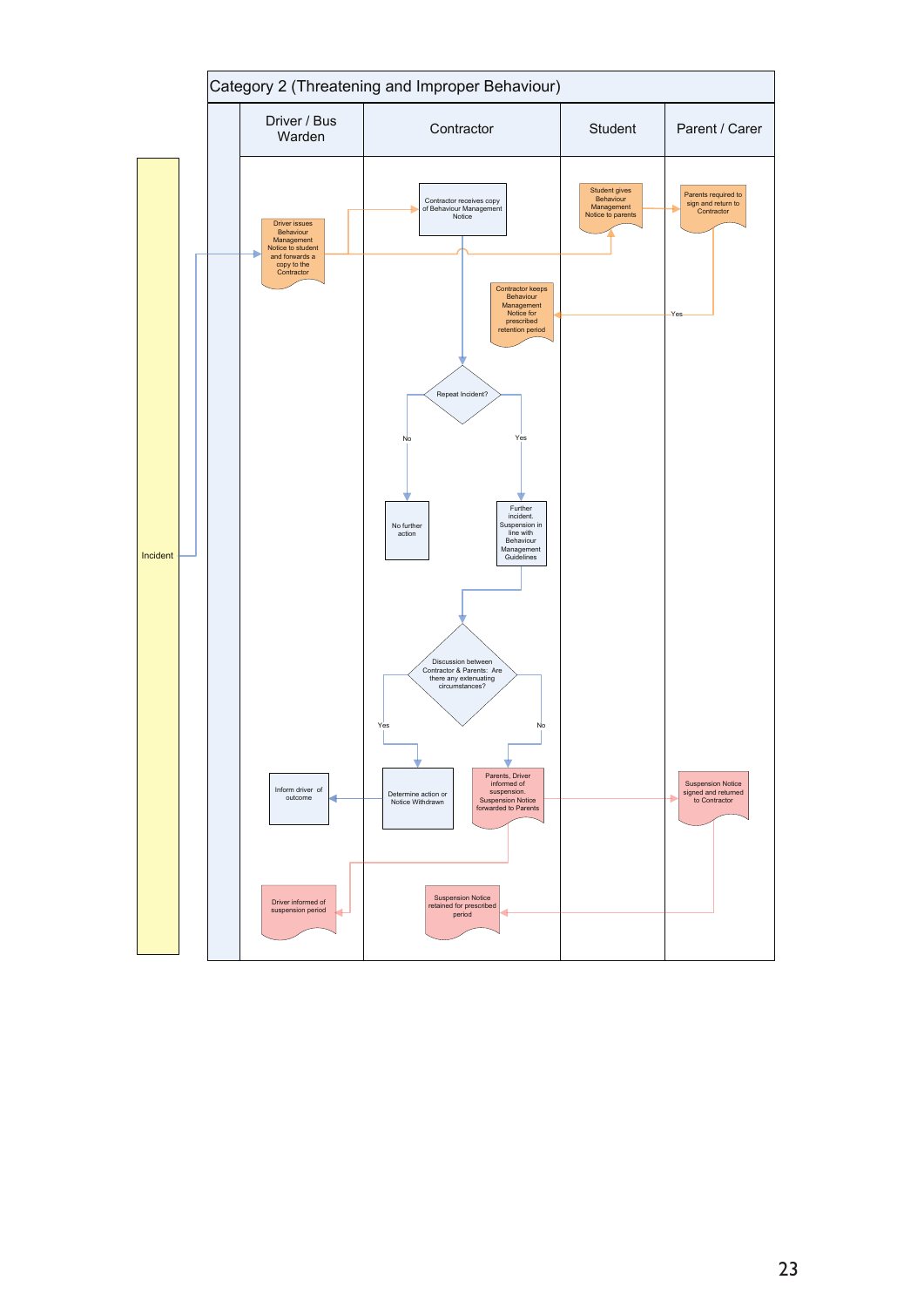# Category 2 (Threatening and Improper Behaviour)

| | Driver / Bus Warden | Contractor | Student | Parent / Carer |
|---|---|---|---|---|

Incident

Driver issues Behaviour Management Notice to student and forwards a copy to the Contractor

Contractor receives copy of Behaviour Management Notice

Student gives Behaviour Management Notice to parents

Parents required to sign and return to Contractor

Yes

Contractor keeps Behaviour Management Notice for prescribed retention period

Repeat Incident?

No

Yes

No further action

Further incident. Suspension in line with Behaviour Management Guidelines

Discussion between Contractor & Parents: Are there any extenuating circumstances?

Yes

No

Inform driver of outcome

Determine action or Notice Withdrawn

Parents, Driver informed of suspension. Suspension Notice forwarded to Parents

Suspension Notice signed and returned to Contractor

Driver informed of suspension period

Suspension Notice retained for prescribed period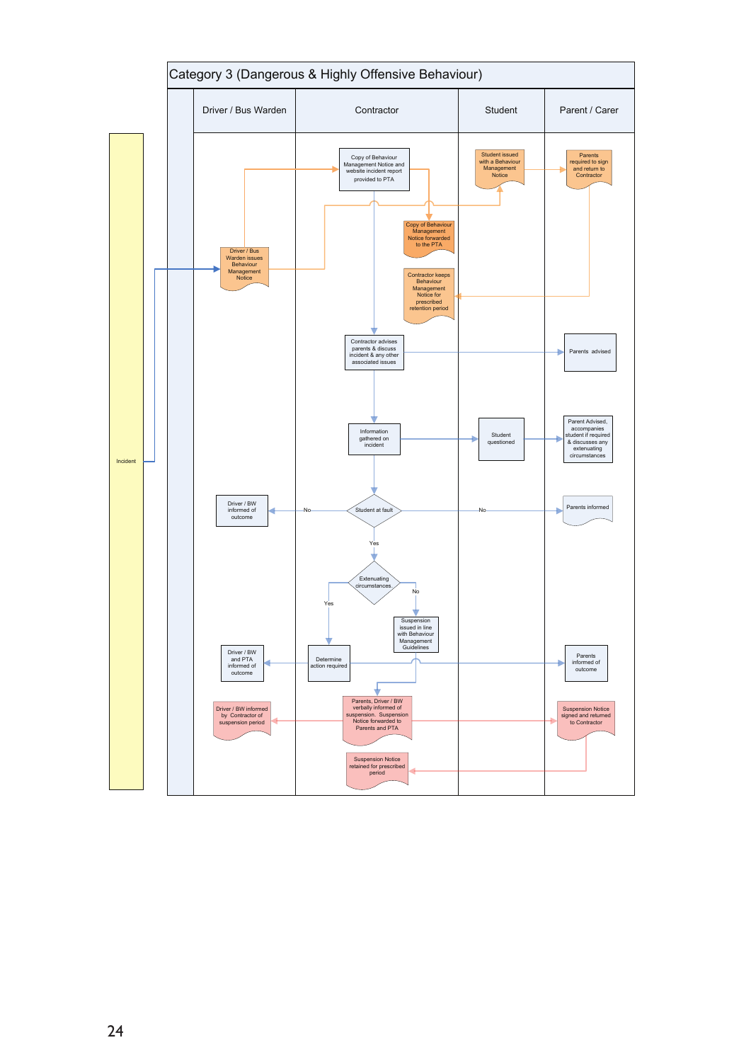# Category 3 (Dangerous & Highly Offensive Behaviour)

| | Driver / Bus Warden | Contractor | Student | Parent / Carer |
|---|---|---|---|---|
| Incident | Driver / Bus Warden issues Behaviour Management Notice | Copy of Behaviour Management Notice and website incident report provided to PTA | Student issued with a Behaviour Management Notice | Parents required to sign and return to Contractor |
| | | Copy of Behaviour Management Notice forwarded to the PTA | | |
| | | Contractor keeps Behaviour Management Notice for prescribed retention period | | |
| | | Contractor advises parents & discuss incident & any other associated issues | | Parents advised |
| | | Information gathered on incident | Student questioned | Parent Advised, accompanies student if required & discusses any extenuating circumstances |
| | Driver / BW informed of outcome (No) | Student at fault | (No) | Parents informed |
| | | Yes → Extenuating circumstances. | | |
| | | Yes → Determine action required; No → Suspension issued in line with Behaviour Management Guidelines | | |
| | Driver / BW and PTA informed of outcome | Determine action required | | Parents informed of outcome |
| | Driver / BW informed by Contractor of suspension period | Parents, Driver / BW verbally informed of suspension. Suspension Notice forwarded to Parents and PTA | | Suspension Notice signed and returned to Contractor |
| | | Suspension Notice retained for prescribed period | | |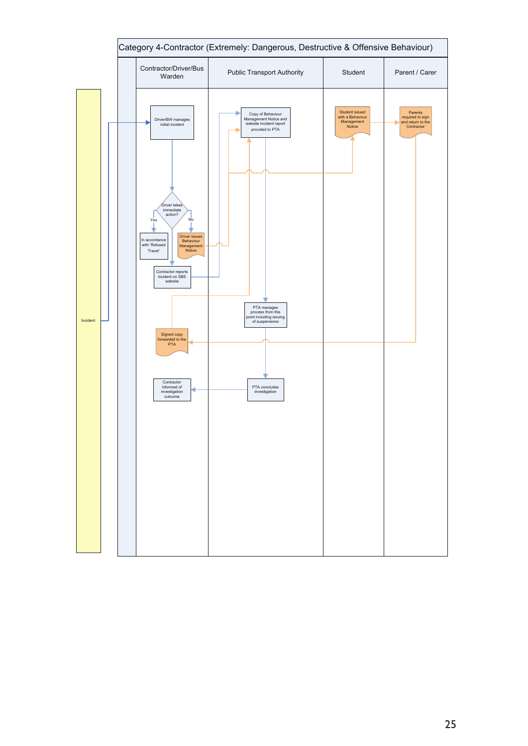# Category 4-Contractor (Extremely: Dangerous, Destructive & Offensive Behaviour)

| Contractor/Driver/Bus Warden | Public Transport Authority | Student | Parent / Carer |
|---|---|---|---|

Incident

Driver/BW manages initial incident

Copy of Behaviour Management Notice and website incident report provided to PTA

Student issued with a Behaviour Management Notice

Parents required to sign and return to the Contractor

Driver takes immediate action?

Yes

No

In accordance with 'Refused Travel'

Driver issues Behaviour Management Notice

Contractor reports incident on SBS website

PTA manages process from this point including issuing of suspensions

Signed copy forwarded to the PTA

Contractor informed of investigation outcome

PTA concludes investigation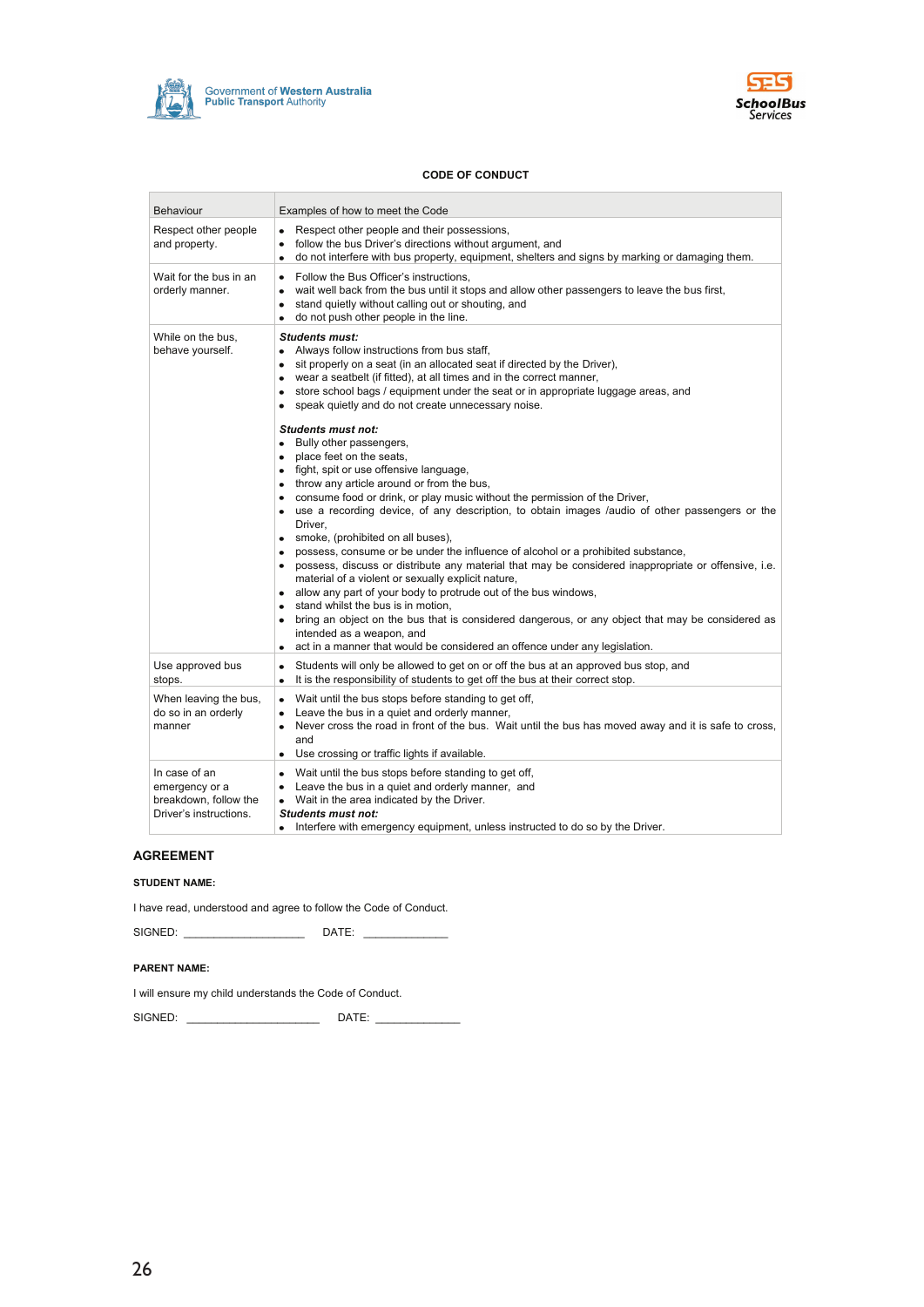Government of Western Australia
Public Transport Authority

SchoolBus Services

**CODE OF CONDUCT**

| Behaviour | Examples of how to meet the Code |
|---|---|
| Respect other people and property. | • Respect other people and their possessions,<br>• follow the bus Driver's directions without argument, and<br>• do not interfere with bus property, equipment, shelters and signs by marking or damaging them. |
| Wait for the bus in an orderly manner. | • Follow the Bus Officer's instructions,<br>• wait well back from the bus until it stops and allow other passengers to leave the bus first,<br>• stand quietly without calling out or shouting, and<br>• do not push other people in the line. |
| While on the bus, behave yourself. | ***Students must:***<br>• Always follow instructions from bus staff,<br>• sit properly on a seat (in an allocated seat if directed by the Driver),<br>• wear a seatbelt (if fitted), at all times and in the correct manner,<br>• store school bags / equipment under the seat or in appropriate luggage areas, and<br>• speak quietly and do not create unnecessary noise.<br><br>***Students must not:***<br>• Bully other passengers,<br>• place feet on the seats,<br>• fight, spit or use offensive language,<br>• throw any article around or from the bus,<br>• consume food or drink, or play music without the permission of the Driver,<br>• use a recording device, of any description, to obtain images /audio of other passengers or the Driver,<br>• smoke, (prohibited on all buses),<br>• possess, consume or be under the influence of alcohol or a prohibited substance,<br>• possess, discuss or distribute any material that may be considered inappropriate or offensive, i.e. material of a violent or sexually explicit nature,<br>• allow any part of your body to protrude out of the bus windows,<br>• stand whilst the bus is in motion,<br>• bring an object on the bus that is considered dangerous, or any object that may be considered as intended as a weapon, and<br>• act in a manner that would be considered an offence under any legislation. |
| Use approved bus stops. | • Students will only be allowed to get on or off the bus at an approved bus stop, and<br>• It is the responsibility of students to get off the bus at their correct stop. |
| When leaving the bus, do so in an orderly manner | • Wait until the bus stops before standing to get off,<br>• Leave the bus in a quiet and orderly manner,<br>• Never cross the road in front of the bus. Wait until the bus has moved away and it is safe to cross, and<br>• Use crossing or traffic lights if available. |
| In case of an emergency or a breakdown, follow the Driver's instructions. | • Wait until the bus stops before standing to get off,<br>• Leave the bus in a quiet and orderly manner, and<br>• Wait in the area indicated by the Driver.<br>***Students must not:***<br>• Interfere with emergency equipment, unless instructed to do so by the Driver. |

## AGREEMENT

**STUDENT NAME:**

I have read, understood and agree to follow the Code of Conduct.

SIGNED: ____________________ DATE: ______________

**PARENT NAME:**

I will ensure my child understands the Code of Conduct.

SIGNED: ______________________ DATE: ______________